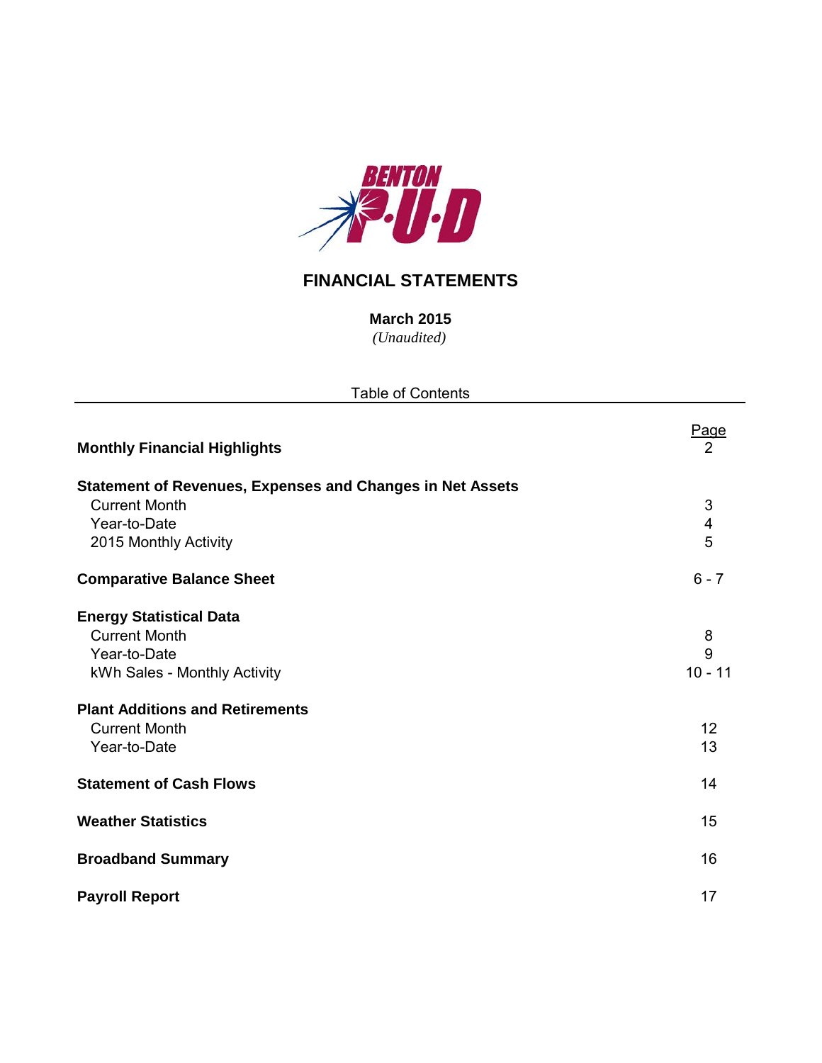BENTON P·U·D

# FINANCIAL STATEMENTS

**March 2015**
*(Unaudited)*

Table of Contents

| | Page |
|---|---|
| **Monthly Financial Highlights** | 2 |
| **Statement of Revenues, Expenses and Changes in Net Assets** | |
| Current Month | 3 |
| Year-to-Date | 4 |
| 2015 Monthly Activity | 5 |
| **Comparative Balance Sheet** | 6 - 7 |
| **Energy Statistical Data** | |
| Current Month | 8 |
| Year-to-Date | 9 |
| kWh Sales - Monthly Activity | 10 - 11 |
| **Plant Additions and Retirements** | |
| Current Month | 12 |
| Year-to-Date | 13 |
| **Statement of Cash Flows** | 14 |
| **Weather Statistics** | 15 |
| **Broadband Summary** | 16 |
| **Payroll Report** | 17 |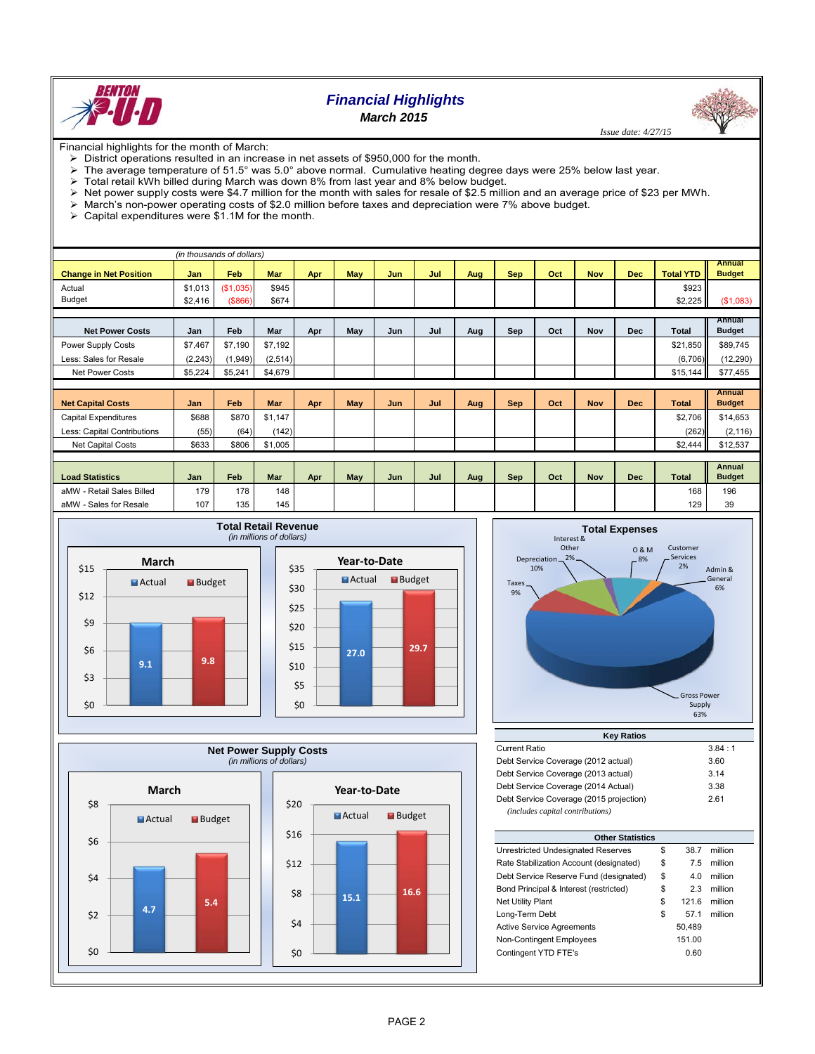# Financial Highlights

## March 2015

*Issue date: 4/27/15*

Financial highlights for the month of March:

- District operations resulted in an increase in net assets of $950,000 for the month.
- The average temperature of 51.5° was 5.0° above normal. Cumulative heating degree days were 25% below last year.
- Total retail kWh billed during March was down 8% from last year and 8% below budget.
- Net power supply costs were $4.7 million for the month with sales for resale of $2.5 million and an average price of $23 per MWh.
- March's non-power operating costs of $2.0 million before taxes and depreciation were 7% above budget.
- Capital expenditures were $1.1M for the month.

*(in thousands of dollars)*

| Change in Net Position | Jan | Feb | Mar | Apr | May | Jun | Jul | Aug | Sep | Oct | Nov | Dec | Total YTD | Annual Budget |
|---|---|---|---|---|---|---|---|---|---|---|---|---|---|---|
| Actual | $1,013 | ($1,035) | $945 | | | | | | | | | | $923 | |
| Budget | $2,416 | ($866) | $674 | | | | | | | | | | $2,225 | ($1,083) |

| Net Power Costs | Jan | Feb | Mar | Apr | May | Jun | Jul | Aug | Sep | Oct | Nov | Dec | Total | Annual Budget |
|---|---|---|---|---|---|---|---|---|---|---|---|---|---|---|
| Power Supply Costs | $7,467 | $7,190 | $7,192 | | | | | | | | | | $21,850 | $89,745 |
| Less: Sales for Resale | (2,243) | (1,949) | (2,514) | | | | | | | | | | (6,706) | (12,290) |
| Net Power Costs | $5,224 | $5,241 | $4,679 | | | | | | | | | | $15,144 | $77,455 |

| Net Capital Costs | Jan | Feb | Mar | Apr | May | Jun | Jul | Aug | Sep | Oct | Nov | Dec | Total | Annual Budget |
|---|---|---|---|---|---|---|---|---|---|---|---|---|---|---|
| Capital Expenditures | $688 | $870 | $1,147 | | | | | | | | | | $2,706 | $14,653 |
| Less: Capital Contributions | (55) | (64) | (142) | | | | | | | | | | (262) | (2,116) |
| Net Capital Costs | $633 | $806 | $1,005 | | | | | | | | | | $2,444 | $12,537 |

| Load Statistics | Jan | Feb | Mar | Apr | May | Jun | Jul | Aug | Sep | Oct | Nov | Dec | Total | Annual Budget |
|---|---|---|---|---|---|---|---|---|---|---|---|---|---|---|
| aMW - Retail Sales Billed | 179 | 178 | 148 | | | | | | | | | | 168 | 196 |
| aMW - Sales for Resale | 107 | 135 | 145 | | | | | | | | | | 129 | 39 |

### Total Retail Revenue
*(in millions of dollars)*

| | March | Year-to-Date |
|---|---|---|
| Actual | 9.1 | 27.0 |
| Budget | 9.8 | 29.7 |

### Total Expenses

| Category | Share |
|---|---|
| Gross Power Supply | 63% |
| Taxes | 9% |
| Depreciation | 10% |
| Interest & Other | 2% |
| O & M | 8% |
| Customer Services | 2% |
| Admin & General | 6% |

### Net Power Supply Costs
*(in millions of dollars)*

| | March | Year-to-Date |
|---|---|---|
| Actual | 4.7 | 15.1 |
| Budget | 5.4 | 16.6 |

### Key Ratios

| | |
|---|---|
| Current Ratio | 3.84 : 1 |
| Debt Service Coverage (2012 actual) | 3.60 |
| Debt Service Coverage (2013 actual) | 3.14 |
| Debt Service Coverage (2014 Actual) | 3.38 |
| Debt Service Coverage (2015 projection) | 2.61 |
| *(includes capital contributions)* | |

### Other Statistics

| | | | |
|---|---|---|---|
| Unrestricted Undesignated Reserves | $ | 38.7 | million |
| Rate Stabilization Account (designated) | $ | 7.5 | million |
| Debt Service Reserve Fund (designated) | $ | 4.0 | million |
| Bond Principal & Interest (restricted) | $ | 2.3 | million |
| Net Utility Plant | $ | 121.6 | million |
| Long-Term Debt | $ | 57.1 | million |
| Active Service Agreements | | 50,489 | |
| Non-Contingent Employees | | 151.00 | |
| Contingent YTD FTE's | | 0.60 | |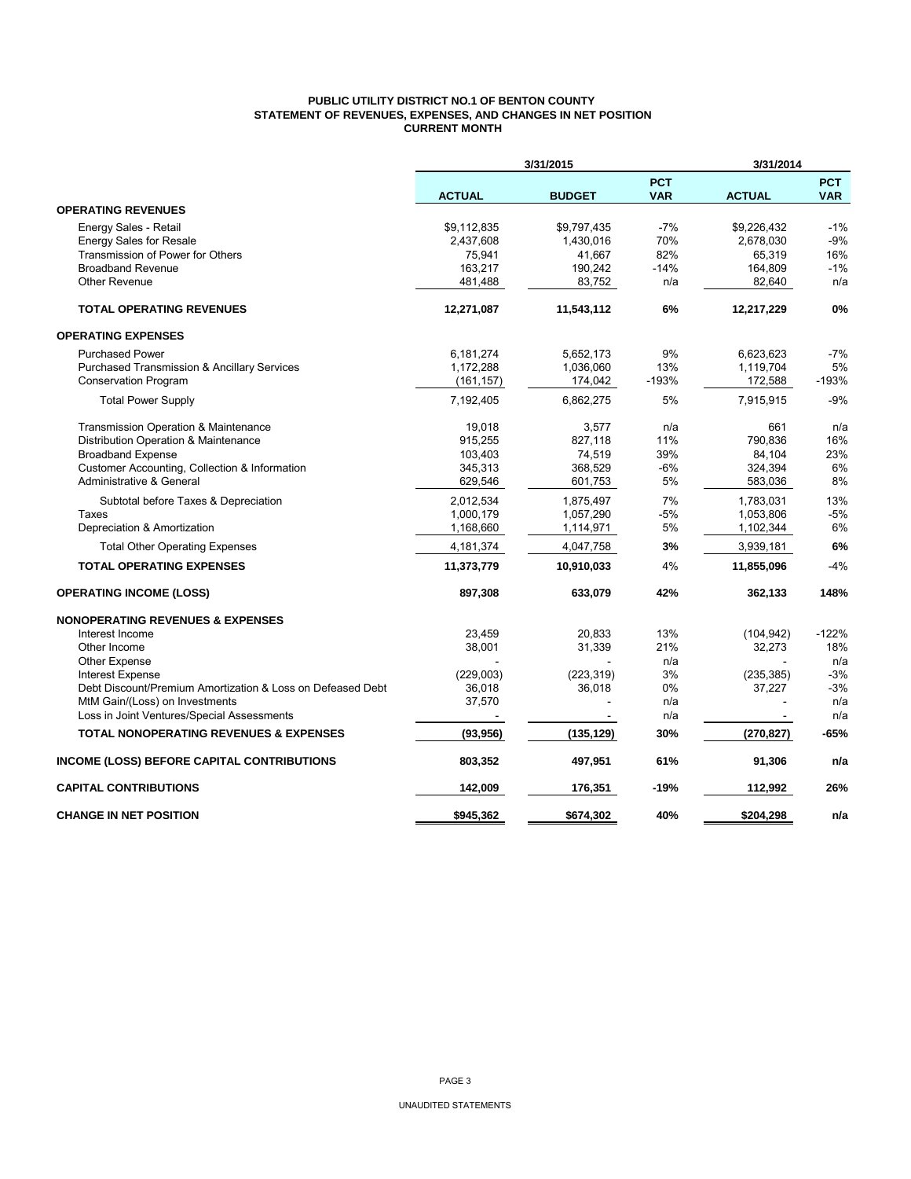**PUBLIC UTILITY DISTRICT NO.1 OF BENTON COUNTY**
**STATEMENT OF REVENUES, EXPENSES, AND CHANGES IN NET POSITION**
**CURRENT MONTH**

| | 3/31/2015 | | | 3/31/2014 | |
|---|---|---|---|---|---|
| | **ACTUAL** | **BUDGET** | **PCT VAR** | **ACTUAL** | **PCT VAR** |
| **OPERATING REVENUES** | | | | | |
| Energy Sales - Retail | $9,112,835 | $9,797,435 | -7% | $9,226,432 | -1% |
| Energy Sales for Resale | 2,437,608 | 1,430,016 | 70% | 2,678,030 | -9% |
| Transmission of Power for Others | 75,941 | 41,667 | 82% | 65,319 | 16% |
| Broadband Revenue | 163,217 | 190,242 | -14% | 164,809 | -1% |
| Other Revenue | 481,488 | 83,752 | n/a | 82,640 | n/a |
| **TOTAL OPERATING REVENUES** | **12,271,087** | **11,543,112** | **6%** | **12,217,229** | **0%** |
| **OPERATING EXPENSES** | | | | | |
| Purchased Power | 6,181,274 | 5,652,173 | 9% | 6,623,623 | -7% |
| Purchased Transmission & Ancillary Services | 1,172,288 | 1,036,060 | 13% | 1,119,704 | 5% |
| Conservation Program | (161,157) | 174,042 | -193% | 172,588 | -193% |
| Total Power Supply | 7,192,405 | 6,862,275 | 5% | 7,915,915 | -9% |
| Transmission Operation & Maintenance | 19,018 | 3,577 | n/a | 661 | n/a |
| Distribution Operation & Maintenance | 915,255 | 827,118 | 11% | 790,836 | 16% |
| Broadband Expense | 103,403 | 74,519 | 39% | 84,104 | 23% |
| Customer Accounting, Collection & Information | 345,313 | 368,529 | -6% | 324,394 | 6% |
| Administrative & General | 629,546 | 601,753 | 5% | 583,036 | 8% |
| Subtotal before Taxes & Depreciation | 2,012,534 | 1,875,497 | 7% | 1,783,031 | 13% |
| Taxes | 1,000,179 | 1,057,290 | -5% | 1,053,806 | -5% |
| Depreciation & Amortization | 1,168,660 | 1,114,971 | 5% | 1,102,344 | 6% |
| Total Other Operating Expenses | 4,181,374 | 4,047,758 | **3%** | 3,939,181 | **6%** |
| **TOTAL OPERATING EXPENSES** | **11,373,779** | **10,910,033** | 4% | **11,855,096** | -4% |
| **OPERATING INCOME (LOSS)** | **897,308** | **633,079** | **42%** | **362,133** | **148%** |
| **NONOPERATING REVENUES & EXPENSES** | | | | | |
| Interest Income | 23,459 | 20,833 | 13% | (104,942) | -122% |
| Other Income | 38,001 | 31,339 | 21% | 32,273 | 18% |
| Other Expense | - | - | n/a | - | n/a |
| Interest Expense | (229,003) | (223,319) | 3% | (235,385) | -3% |
| Debt Discount/Premium Amortization & Loss on Defeased Debt | 36,018 | 36,018 | 0% | 37,227 | -3% |
| MtM Gain/(Loss) on Investments | 37,570 | - | n/a | - | n/a |
| Loss in Joint Ventures/Special Assessments | - | - | n/a | - | n/a |
| **TOTAL NONOPERATING REVENUES & EXPENSES** | **(93,956)** | **(135,129)** | **30%** | **(270,827)** | **-65%** |
| **INCOME (LOSS) BEFORE CAPITAL CONTRIBUTIONS** | **803,352** | **497,951** | **61%** | **91,306** | **n/a** |
| **CAPITAL CONTRIBUTIONS** | **142,009** | **176,351** | **-19%** | **112,992** | **26%** |
| **CHANGE IN NET POSITION** | **$945,362** | **$674,302** | **40%** | **$204,298** | **n/a** |

UNAUDITED STATEMENTS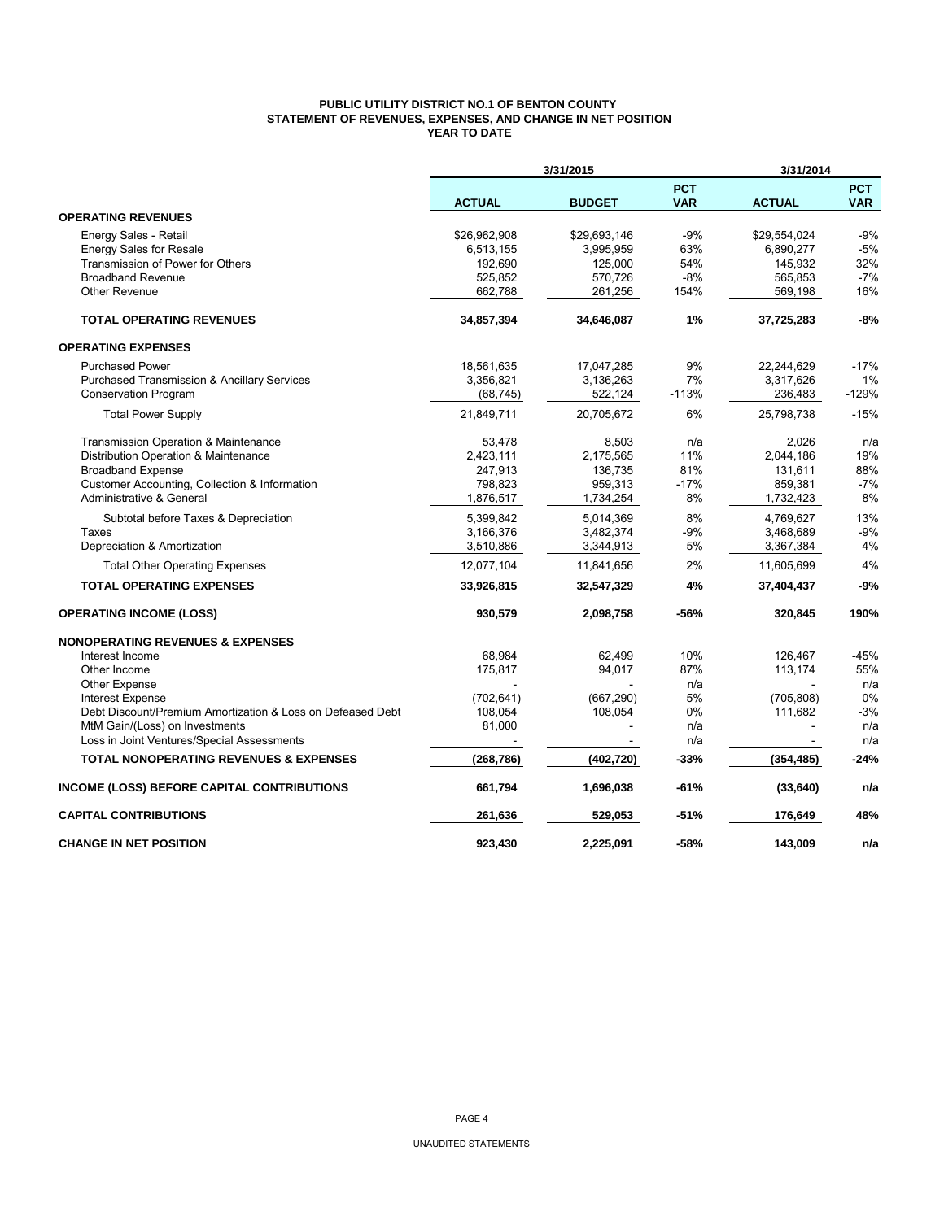# PUBLIC UTILITY DISTRICT NO.1 OF BENTON COUNTY
## STATEMENT OF REVENUES, EXPENSES, AND CHANGE IN NET POSITION
### YEAR TO DATE

| | 3/31/2015 | | | 3/31/2014 | |
|---|---|---|---|---|---|
| | ACTUAL | BUDGET | PCT VAR | ACTUAL | PCT VAR |
| **OPERATING REVENUES** | | | | | |
| Energy Sales - Retail | $26,962,908 | $29,693,146 | -9% | $29,554,024 | -9% |
| Energy Sales for Resale | 6,513,155 | 3,995,959 | 63% | 6,890,277 | -5% |
| Transmission of Power for Others | 192,690 | 125,000 | 54% | 145,932 | 32% |
| Broadband Revenue | 525,852 | 570,726 | -8% | 565,853 | -7% |
| Other Revenue | 662,788 | 261,256 | 154% | 569,198 | 16% |
| **TOTAL OPERATING REVENUES** | **34,857,394** | **34,646,087** | **1%** | **37,725,283** | **-8%** |
| **OPERATING EXPENSES** | | | | | |
| Purchased Power | 18,561,635 | 17,047,285 | 9% | 22,244,629 | -17% |
| Purchased Transmission & Ancillary Services | 3,356,821 | 3,136,263 | 7% | 3,317,626 | 1% |
| Conservation Program | (68,745) | 522,124 | -113% | 236,483 | -129% |
| Total Power Supply | 21,849,711 | 20,705,672 | 6% | 25,798,738 | -15% |
| Transmission Operation & Maintenance | 53,478 | 8,503 | n/a | 2,026 | n/a |
| Distribution Operation & Maintenance | 2,423,111 | 2,175,565 | 11% | 2,044,186 | 19% |
| Broadband Expense | 247,913 | 136,735 | 81% | 131,611 | 88% |
| Customer Accounting, Collection & Information | 798,823 | 959,313 | -17% | 859,381 | -7% |
| Administrative & General | 1,876,517 | 1,734,254 | 8% | 1,732,423 | 8% |
| Subtotal before Taxes & Depreciation | 5,399,842 | 5,014,369 | 8% | 4,769,627 | 13% |
| Taxes | 3,166,376 | 3,482,374 | -9% | 3,468,689 | -9% |
| Depreciation & Amortization | 3,510,886 | 3,344,913 | 5% | 3,367,384 | 4% |
| Total Other Operating Expenses | 12,077,104 | 11,841,656 | 2% | 11,605,699 | 4% |
| **TOTAL OPERATING EXPENSES** | **33,926,815** | **32,547,329** | **4%** | **37,404,437** | **-9%** |
| **OPERATING INCOME (LOSS)** | **930,579** | **2,098,758** | **-56%** | **320,845** | **190%** |
| **NONOPERATING REVENUES & EXPENSES** | | | | | |
| Interest Income | 68,984 | 62,499 | 10% | 126,467 | -45% |
| Other Income | 175,817 | 94,017 | 87% | 113,174 | 55% |
| Other Expense | - | - | n/a | - | n/a |
| Interest Expense | (702,641) | (667,290) | 5% | (705,808) | 0% |
| Debt Discount/Premium Amortization & Loss on Defeased Debt | 108,054 | 108,054 | 0% | 111,682 | -3% |
| MtM Gain/(Loss) on Investments | 81,000 | - | n/a | - | n/a |
| Loss in Joint Ventures/Special Assessments | - | - | n/a | - | n/a |
| **TOTAL NONOPERATING REVENUES & EXPENSES** | **(268,786)** | **(402,720)** | **-33%** | **(354,485)** | **-24%** |
| **INCOME (LOSS) BEFORE CAPITAL CONTRIBUTIONS** | **661,794** | **1,696,038** | **-61%** | **(33,640)** | **n/a** |
| **CAPITAL CONTRIBUTIONS** | **261,636** | **529,053** | **-51%** | **176,649** | **48%** |
| **CHANGE IN NET POSITION** | **923,430** | **2,225,091** | **-58%** | **143,009** | **n/a** |

UNAUDITED STATEMENTS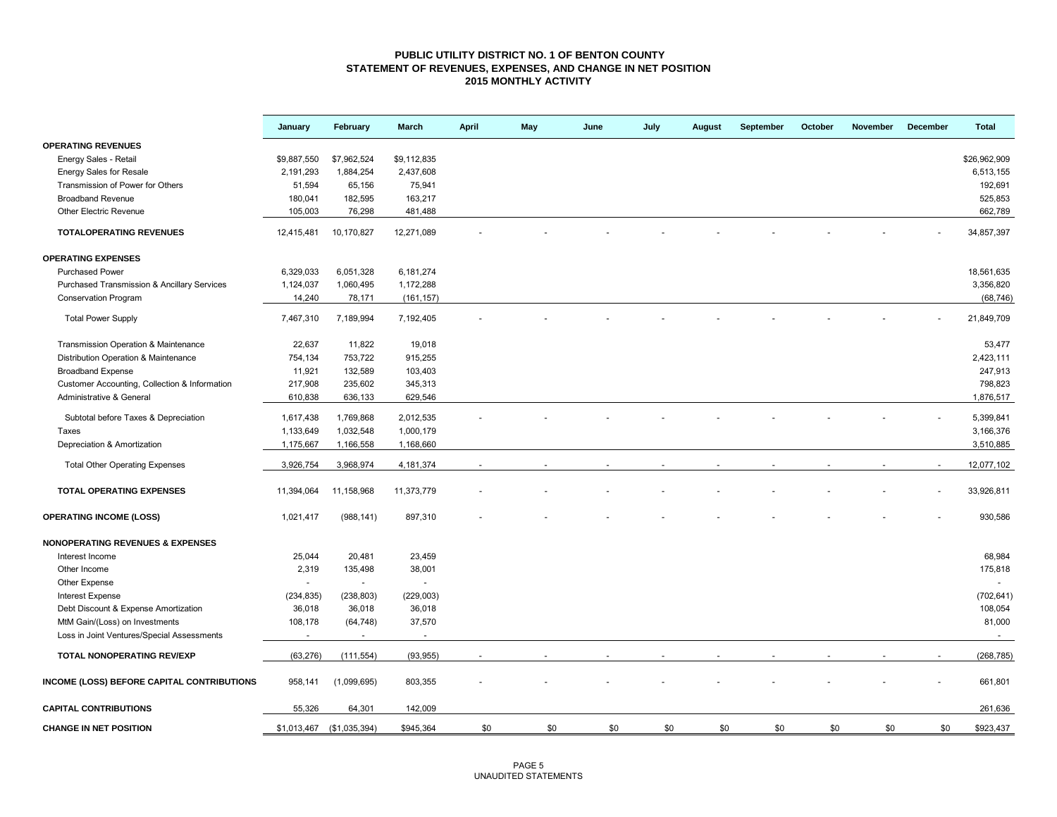**PUBLIC UTILITY DISTRICT NO. 1 OF BENTON COUNTY**
**STATEMENT OF REVENUES, EXPENSES, AND CHANGE IN NET POSITION**
**2015 MONTHLY ACTIVITY**

| | January | February | March | April | May | June | July | August | September | October | November | December | Total |
|---|---|---|---|---|---|---|---|---|---|---|---|---|---|
| **OPERATING REVENUES** | | | | | | | | | | | | | |
| Energy Sales - Retail | $9,887,550 | $7,962,524 | $9,112,835 | | | | | | | | | | $26,962,909 |
| Energy Sales for Resale | 2,191,293 | 1,884,254 | 2,437,608 | | | | | | | | | | 6,513,155 |
| Transmission of Power for Others | 51,594 | 65,156 | 75,941 | | | | | | | | | | 192,691 |
| Broadband Revenue | 180,041 | 182,595 | 163,217 | | | | | | | | | | 525,853 |
| Other Electric Revenue | 105,003 | 76,298 | 481,488 | | | | | | | | | | 662,789 |
| **TOTALOPERATING REVENUES** | 12,415,481 | 10,170,827 | 12,271,089 | - | - | - | - | - | - | - | - | - | 34,857,397 |
| **OPERATING EXPENSES** | | | | | | | | | | | | | |
| Purchased Power | 6,329,033 | 6,051,328 | 6,181,274 | | | | | | | | | | 18,561,635 |
| Purchased Transmission & Ancillary Services | 1,124,037 | 1,060,495 | 1,172,288 | | | | | | | | | | 3,356,820 |
| Conservation Program | 14,240 | 78,171 | (161,157) | | | | | | | | | | (68,746) |
| Total Power Supply | 7,467,310 | 7,189,994 | 7,192,405 | - | - | - | - | - | - | - | - | - | 21,849,709 |
| Transmission Operation & Maintenance | 22,637 | 11,822 | 19,018 | | | | | | | | | | 53,477 |
| Distribution Operation & Maintenance | 754,134 | 753,722 | 915,255 | | | | | | | | | | 2,423,111 |
| Broadband Expense | 11,921 | 132,589 | 103,403 | | | | | | | | | | 247,913 |
| Customer Accounting, Collection & Information | 217,908 | 235,602 | 345,313 | | | | | | | | | | 798,823 |
| Administrative & General | 610,838 | 636,133 | 629,546 | | | | | | | | | | 1,876,517 |
| Subtotal before Taxes & Depreciation | 1,617,438 | 1,769,868 | 2,012,535 | - | - | - | - | - | - | - | - | - | 5,399,841 |
| Taxes | 1,133,649 | 1,032,548 | 1,000,179 | | | | | | | | | | 3,166,376 |
| Depreciation & Amortization | 1,175,667 | 1,166,558 | 1,168,660 | | | | | | | | | | 3,510,885 |
| Total Other Operating Expenses | 3,926,754 | 3,968,974 | 4,181,374 | - | - | - | - | - | - | - | - | - | 12,077,102 |
| **TOTAL OPERATING EXPENSES** | 11,394,064 | 11,158,968 | 11,373,779 | - | - | - | - | - | - | - | - | - | 33,926,811 |
| **OPERATING INCOME (LOSS)** | 1,021,417 | (988,141) | 897,310 | - | - | - | - | - | - | - | - | - | 930,586 |
| **NONOPERATING REVENUES & EXPENSES** | | | | | | | | | | | | | |
| Interest Income | 25,044 | 20,481 | 23,459 | | | | | | | | | | 68,984 |
| Other Income | 2,319 | 135,498 | 38,001 | | | | | | | | | | 175,818 |
| Other Expense | - | - | - | | | | | | | | | | - |
| Interest Expense | (234,835) | (238,803) | (229,003) | | | | | | | | | | (702,641) |
| Debt Discount & Expense Amortization | 36,018 | 36,018 | 36,018 | | | | | | | | | | 108,054 |
| MtM Gain/(Loss) on Investments | 108,178 | (64,748) | 37,570 | | | | | | | | | | 81,000 |
| Loss in Joint Ventures/Special Assessments | - | - | - | | | | | | | | | | - |
| **TOTAL NONOPERATING REV/EXP** | (63,276) | (111,554) | (93,955) | - | - | - | - | - | - | - | - | - | (268,785) |
| **INCOME (LOSS) BEFORE CAPITAL CONTRIBUTIONS** | 958,141 | (1,099,695) | 803,355 | - | - | - | - | - | - | - | - | - | 661,801 |
| **CAPITAL CONTRIBUTIONS** | 55,326 | 64,301 | 142,009 | | | | | | | | | | 261,636 |
| **CHANGE IN NET POSITION** | $1,013,467 | ($1,035,394) | $945,364 | $0 | $0 | $0 | $0 | $0 | $0 | $0 | $0 | $0 | $923,437 |

UNAUDITED STATEMENTS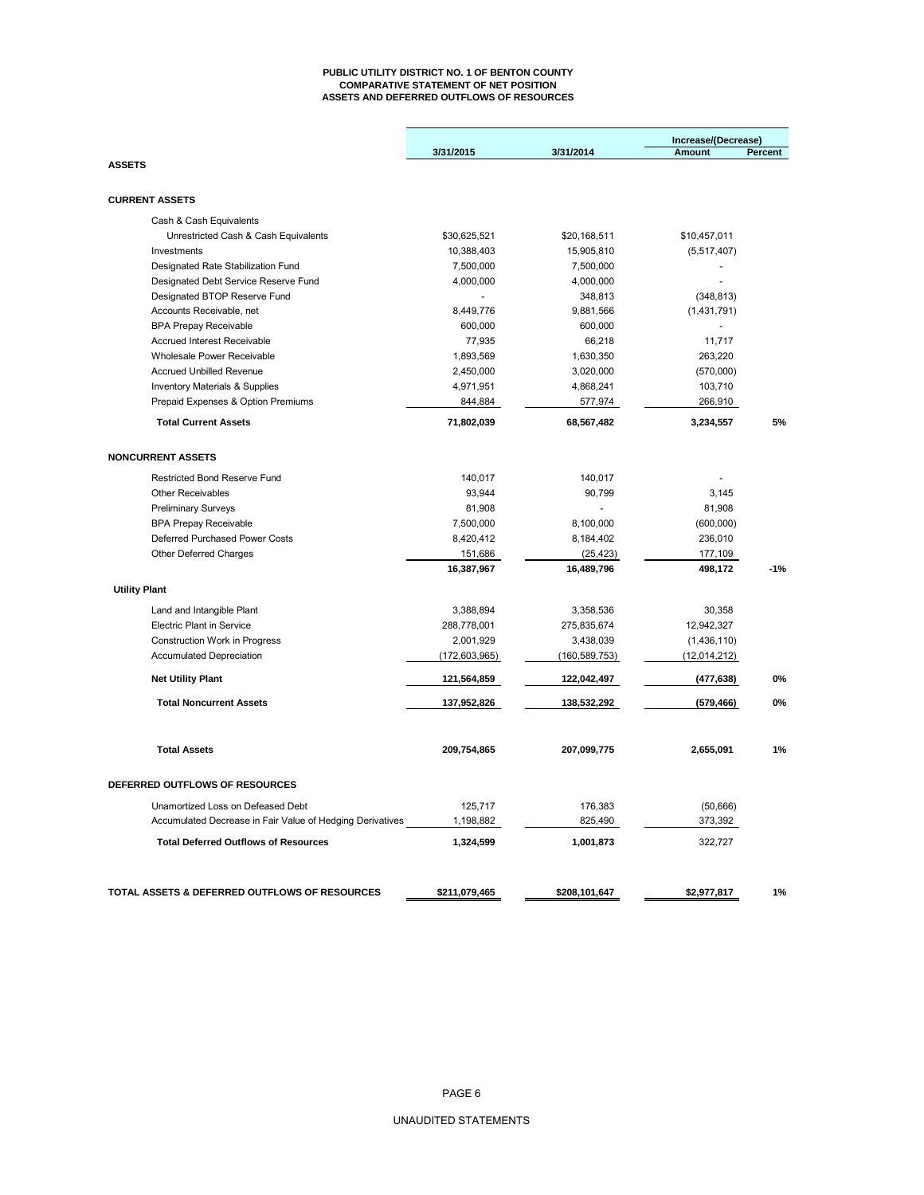**PUBLIC UTILITY DISTRICT NO. 1 OF BENTON COUNTY**
**COMPARATIVE STATEMENT OF NET POSITION**
**ASSETS AND DEFERRED OUTFLOWS OF RESOURCES**

| | 3/31/2015 | 3/31/2014 | Increase/(Decrease) Amount | Percent |
|---|---|---|---|---|
| **ASSETS** | | | | |
| **CURRENT ASSETS** | | | | |
| Cash & Cash Equivalents | | | | |
| Unrestricted Cash & Cash Equivalents | $30,625,521 | $20,168,511 | $10,457,011 | |
| Investments | 10,388,403 | 15,905,810 | (5,517,407) | |
| Designated Rate Stabilization Fund | 7,500,000 | 7,500,000 | - | |
| Designated Debt Service Reserve Fund | 4,000,000 | 4,000,000 | - | |
| Designated BTOP Reserve Fund | - | 348,813 | (348,813) | |
| Accounts Receivable, net | 8,449,776 | 9,881,566 | (1,431,791) | |
| BPA Prepay Receivable | 600,000 | 600,000 | - | |
| Accrued Interest Receivable | 77,935 | 66,218 | 11,717 | |
| Wholesale Power Receivable | 1,893,569 | 1,630,350 | 263,220 | |
| Accrued Unbilled Revenue | 2,450,000 | 3,020,000 | (570,000) | |
| Inventory Materials & Supplies | 4,971,951 | 4,868,241 | 103,710 | |
| Prepaid Expenses & Option Premiums | 844,884 | 577,974 | 266,910 | |
| **Total Current Assets** | **71,802,039** | **68,567,482** | **3,234,557** | **5%** |
| **NONCURRENT ASSETS** | | | | |
| Restricted Bond Reserve Fund | 140,017 | 140,017 | - | |
| Other Receivables | 93,944 | 90,799 | 3,145 | |
| Preliminary Surveys | 81,908 | - | 81,908 | |
| BPA Prepay Receivable | 7,500,000 | 8,100,000 | (600,000) | |
| Deferred Purchased Power Costs | 8,420,412 | 8,184,402 | 236,010 | |
| Other Deferred Charges | 151,686 | (25,423) | 177,109 | |
| | **16,387,967** | **16,489,796** | **498,172** | **-1%** |
| **Utility Plant** | | | | |
| Land and Intangible Plant | 3,388,894 | 3,358,536 | 30,358 | |
| Electric Plant in Service | 288,778,001 | 275,835,674 | 12,942,327 | |
| Construction Work in Progress | 2,001,929 | 3,438,039 | (1,436,110) | |
| Accumulated Depreciation | (172,603,965) | (160,589,753) | (12,014,212) | |
| **Net Utility Plant** | **121,564,859** | **122,042,497** | **(477,638)** | **0%** |
| **Total Noncurrent Assets** | **137,952,826** | **138,532,292** | **(579,466)** | **0%** |
| **Total Assets** | **209,754,865** | **207,099,775** | **2,655,091** | **1%** |
| **DEFERRED OUTFLOWS OF RESOURCES** | | | | |
| Unamortized Loss on Defeased Debt | 125,717 | 176,383 | (50,666) | |
| Accumulated Decrease in Fair Value of Hedging Derivatives | 1,198,882 | 825,490 | 373,392 | |
| **Total Deferred Outflows of Resources** | **1,324,599** | **1,001,873** | 322,727 | |
| **TOTAL ASSETS & DEFERRED OUTFLOWS OF RESOURCES** | **$211,079,465** | **$208,101,647** | **$2,977,817** | **1%** |

UNAUDITED STATEMENTS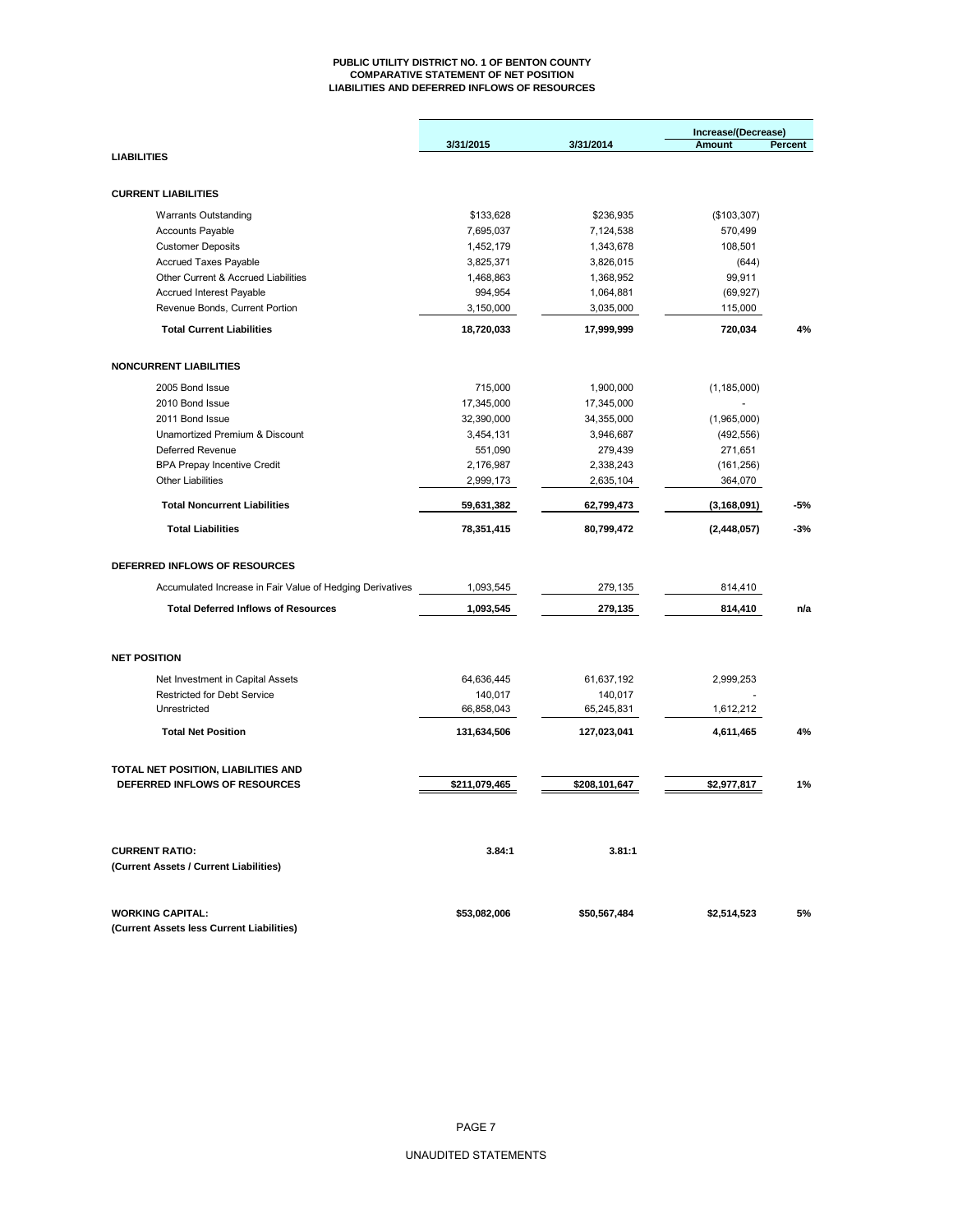# PUBLIC UTILITY DISTRICT NO. 1 OF BENTON COUNTY
## COMPARATIVE STATEMENT OF NET POSITION
## LIABILITIES AND DEFERRED INFLOWS OF RESOURCES

| | 3/31/2015 | 3/31/2014 | Increase/(Decrease) Amount | Percent |
|---|---|---|---|---|
| **LIABILITIES** | | | | |
| **CURRENT LIABILITIES** | | | | |
| Warrants Outstanding | $133,628 | $236,935 | ($103,307) | |
| Accounts Payable | 7,695,037 | 7,124,538 | 570,499 | |
| Customer Deposits | 1,452,179 | 1,343,678 | 108,501 | |
| Accrued Taxes Payable | 3,825,371 | 3,826,015 | (644) | |
| Other Current & Accrued Liabilities | 1,468,863 | 1,368,952 | 99,911 | |
| Accrued Interest Payable | 994,954 | 1,064,881 | (69,927) | |
| Revenue Bonds, Current Portion | 3,150,000 | 3,035,000 | 115,000 | |
| **Total Current Liabilities** | **18,720,033** | **17,999,999** | **720,034** | **4%** |
| **NONCURRENT LIABILITIES** | | | | |
| 2005 Bond Issue | 715,000 | 1,900,000 | (1,185,000) | |
| 2010 Bond Issue | 17,345,000 | 17,345,000 | - | |
| 2011 Bond Issue | 32,390,000 | 34,355,000 | (1,965,000) | |
| Unamortized Premium & Discount | 3,454,131 | 3,946,687 | (492,556) | |
| Deferred Revenue | 551,090 | 279,439 | 271,651 | |
| BPA Prepay Incentive Credit | 2,176,987 | 2,338,243 | (161,256) | |
| Other Liabilities | 2,999,173 | 2,635,104 | 364,070 | |
| **Total Noncurrent Liabilities** | **59,631,382** | **62,799,473** | **(3,168,091)** | **-5%** |
| **Total Liabilities** | **78,351,415** | **80,799,472** | **(2,448,057)** | **-3%** |
| **DEFERRED INFLOWS OF RESOURCES** | | | | |
| Accumulated Increase in Fair Value of Hedging Derivatives | 1,093,545 | 279,135 | 814,410 | |
| **Total Deferred Inflows of Resources** | **1,093,545** | **279,135** | **814,410** | **n/a** |
| **NET POSITION** | | | | |
| Net Investment in Capital Assets | 64,636,445 | 61,637,192 | 2,999,253 | |
| Restricted for Debt Service | 140,017 | 140,017 | - | |
| Unrestricted | 66,858,043 | 65,245,831 | 1,612,212 | |
| **Total Net Position** | **131,634,506** | **127,023,041** | **4,611,465** | **4%** |
| **TOTAL NET POSITION, LIABILITIES AND DEFERRED INFLOWS OF RESOURCES** | **$211,079,465** | **$208,101,647** | **$2,977,817** | **1%** |
| **CURRENT RATIO:** **(Current Assets / Current Liabilities)** | **3.84:1** | **3.81:1** | | |
| **WORKING CAPITAL:** **(Current Assets less Current Liabilities)** | **$53,082,006** | **$50,567,484** | **$2,514,523** | **5%** |

UNAUDITED STATEMENTS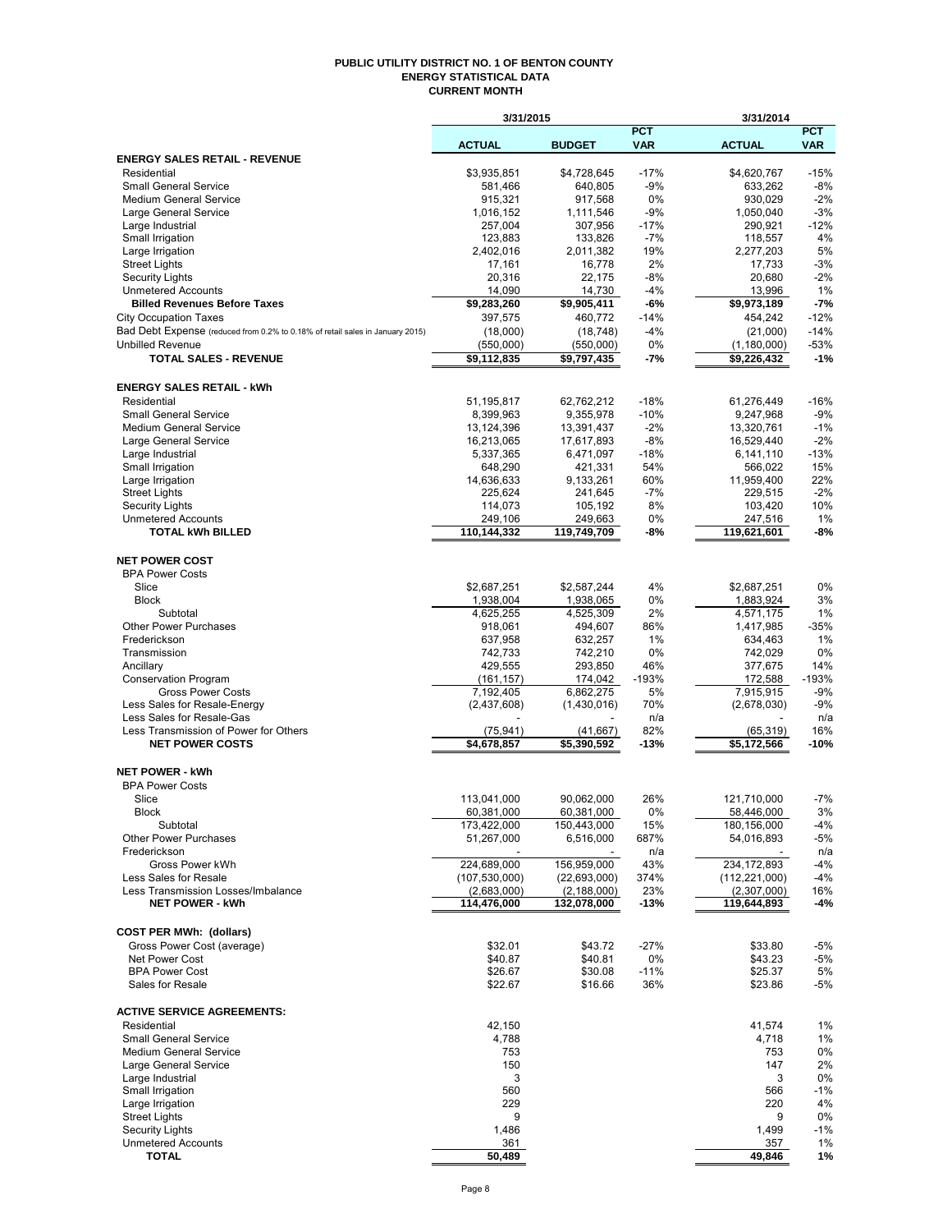**PUBLIC UTILITY DISTRICT NO. 1 OF BENTON COUNTY**
**ENERGY STATISTICAL DATA**
**CURRENT MONTH**

| | 3/31/2015 | | | 3/31/2014 | |
|---|---|---|---|---|---|
| | **ACTUAL** | **BUDGET** | **PCT VAR** | **ACTUAL** | **PCT VAR** |
| **ENERGY SALES RETAIL - REVENUE** | | | | | |
| Residential | $3,935,851 | $4,728,645 | -17% | $4,620,767 | -15% |
| Small General Service | 581,466 | 640,805 | -9% | 633,262 | -8% |
| Medium General Service | 915,321 | 917,568 | 0% | 930,029 | -2% |
| Large General Service | 1,016,152 | 1,111,546 | -9% | 1,050,040 | -3% |
| Large Industrial | 257,004 | 307,956 | -17% | 290,921 | -12% |
| Small Irrigation | 123,883 | 133,826 | -7% | 118,557 | 4% |
| Large Irrigation | 2,402,016 | 2,011,382 | 19% | 2,277,203 | 5% |
| Street Lights | 17,161 | 16,778 | 2% | 17,733 | -3% |
| Security Lights | 20,316 | 22,175 | -8% | 20,680 | -2% |
| Unmetered Accounts | 14,090 | 14,730 | -4% | 13,996 | 1% |
| **Billed Revenues Before Taxes** | **$9,283,260** | **$9,905,411** | **-6%** | **$9,973,189** | **-7%** |
| City Occupation Taxes | 397,575 | 460,772 | -14% | 454,242 | -12% |
| Bad Debt Expense (reduced from 0.2% to 0.18% of retail sales in January 2015) | (18,000) | (18,748) | -4% | (21,000) | -14% |
| Unbilled Revenue | (550,000) | (550,000) | 0% | (1,180,000) | -53% |
| **TOTAL SALES - REVENUE** | **$9,112,835** | **$9,797,435** | **-7%** | **$9,226,432** | **-1%** |
| **ENERGY SALES RETAIL - kWh** | | | | | |
| Residential | 51,195,817 | 62,762,212 | -18% | 61,276,449 | -16% |
| Small General Service | 8,399,963 | 9,355,978 | -10% | 9,247,968 | -9% |
| Medium General Service | 13,124,396 | 13,391,437 | -2% | 13,320,761 | -1% |
| Large General Service | 16,213,065 | 17,617,893 | -8% | 16,529,440 | -2% |
| Large Industrial | 5,337,365 | 6,471,097 | -18% | 6,141,110 | -13% |
| Small Irrigation | 648,290 | 421,331 | 54% | 566,022 | 15% |
| Large Irrigation | 14,636,633 | 9,133,261 | 60% | 11,959,400 | 22% |
| Street Lights | 225,624 | 241,645 | -7% | 229,515 | -2% |
| Security Lights | 114,073 | 105,192 | 8% | 103,420 | 10% |
| Unmetered Accounts | 249,106 | 249,663 | 0% | 247,516 | 1% |
| **TOTAL kWh BILLED** | **110,144,332** | **119,749,709** | **-8%** | **119,621,601** | **-8%** |
| **NET POWER COST** | | | | | |
| BPA Power Costs | | | | | |
| Slice | $2,687,251 | $2,587,244 | 4% | $2,687,251 | 0% |
| Block | 1,938,004 | 1,938,065 | 0% | 1,883,924 | 3% |
| Subtotal | 4,625,255 | 4,525,309 | 2% | 4,571,175 | 1% |
| Other Power Purchases | 918,061 | 494,607 | 86% | 1,417,985 | -35% |
| Frederickson | 637,958 | 632,257 | 1% | 634,463 | 1% |
| Transmission | 742,733 | 742,210 | 0% | 742,029 | 0% |
| Ancillary | 429,555 | 293,850 | 46% | 377,675 | 14% |
| Conservation Program | (161,157) | 174,042 | -193% | 172,588 | -193% |
| Gross Power Costs | 7,192,405 | 6,862,275 | 5% | 7,915,915 | -9% |
| Less Sales for Resale-Energy | (2,437,608) | (1,430,016) | 70% | (2,678,030) | -9% |
| Less Sales for Resale-Gas | - | - | n/a | - | n/a |
| Less Transmission of Power for Others | (75,941) | (41,667) | 82% | (65,319) | 16% |
| **NET POWER COSTS** | **$4,678,857** | **$5,390,592** | **-13%** | **$5,172,566** | **-10%** |
| **NET POWER - kWh** | | | | | |
| BPA Power Costs | | | | | |
| Slice | 113,041,000 | 90,062,000 | 26% | 121,710,000 | -7% |
| Block | 60,381,000 | 60,381,000 | 0% | 58,446,000 | 3% |
| Subtotal | 173,422,000 | 150,443,000 | 15% | 180,156,000 | -4% |
| Other Power Purchases | 51,267,000 | 6,516,000 | 687% | 54,016,893 | -5% |
| Frederickson | - | - | n/a | - | n/a |
| Gross Power kWh | 224,689,000 | 156,959,000 | 43% | 234,172,893 | -4% |
| Less Sales for Resale | (107,530,000) | (22,693,000) | 374% | (112,221,000) | -4% |
| Less Transmission Losses/Imbalance | (2,683,000) | (2,188,000) | 23% | (2,307,000) | 16% |
| **NET POWER - kWh** | **114,476,000** | **132,078,000** | **-13%** | **119,644,893** | **-4%** |
| **COST PER MWh: (dollars)** | | | | | |
| Gross Power Cost (average) | $32.01 | $43.72 | -27% | $33.80 | -5% |
| Net Power Cost | $40.87 | $40.81 | 0% | $43.23 | -5% |
| BPA Power Cost | $26.67 | $30.08 | -11% | $25.37 | 5% |
| Sales for Resale | $22.67 | $16.66 | 36% | $23.86 | -5% |
| **ACTIVE SERVICE AGREEMENTS:** | | | | | |
| Residential | 42,150 | | | 41,574 | 1% |
| Small General Service | 4,788 | | | 4,718 | 1% |
| Medium General Service | 753 | | | 753 | 0% |
| Large General Service | 150 | | | 147 | 2% |
| Large Industrial | 3 | | | 3 | 0% |
| Small Irrigation | 560 | | | 566 | -1% |
| Large Irrigation | 229 | | | 220 | 4% |
| Street Lights | 9 | | | 9 | 0% |
| Security Lights | 1,486 | | | 1,499 | -1% |
| Unmetered Accounts | 361 | | | 357 | 1% |
| **TOTAL** | **50,489** | | | **49,846** | **1%** |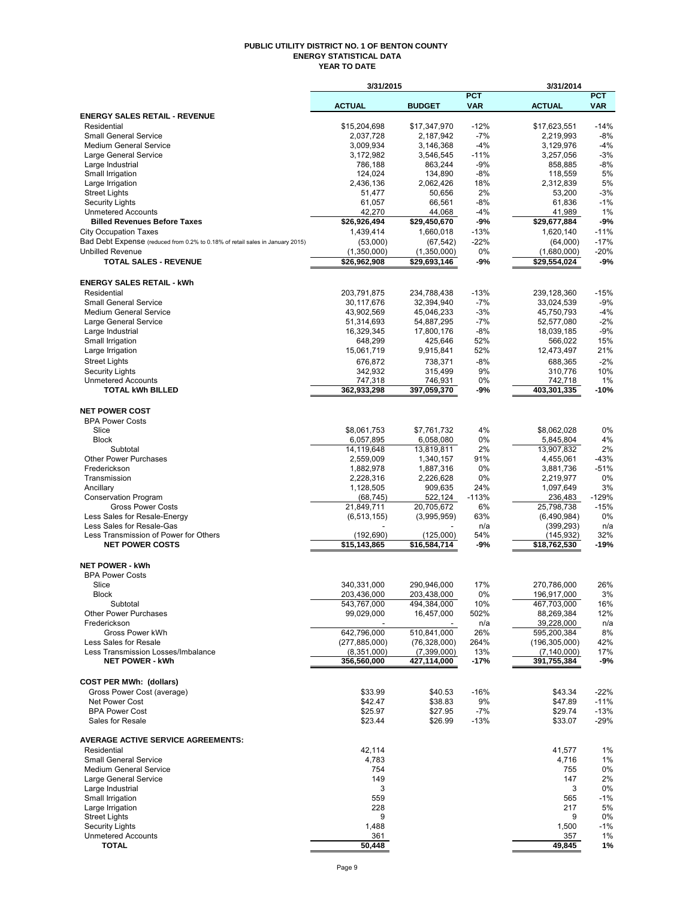# PUBLIC UTILITY DISTRICT NO. 1 OF BENTON COUNTY
## ENERGY STATISTICAL DATA
### YEAR TO DATE

| | 3/31/2015 | | | 3/31/2014 | |
|---|---|---|---|---|---|
| | ACTUAL | BUDGET | PCT VAR | ACTUAL | PCT VAR |
| **ENERGY SALES RETAIL - REVENUE** | | | | | |
| Residential | $15,204,698 | $17,347,970 | -12% | $17,623,551 | -14% |
| Small General Service | 2,037,728 | 2,187,942 | -7% | 2,219,993 | -8% |
| Medium General Service | 3,009,934 | 3,146,368 | -4% | 3,129,976 | -4% |
| Large General Service | 3,172,982 | 3,546,545 | -11% | 3,257,056 | -3% |
| Large Industrial | 786,188 | 863,244 | -9% | 858,885 | -8% |
| Small Irrigation | 124,024 | 134,890 | -8% | 118,559 | 5% |
| Large Irrigation | 2,436,136 | 2,062,426 | 18% | 2,312,839 | 5% |
| Street Lights | 51,477 | 50,656 | 2% | 53,200 | -3% |
| Security Lights | 61,057 | 66,561 | -8% | 61,836 | -1% |
| Unmetered Accounts | 42,270 | 44,068 | -4% | 41,989 | 1% |
| **Billed Revenues Before Taxes** | **$26,926,494** | **$29,450,670** | **-9%** | **$29,677,884** | **-9%** |
| City Occupation Taxes | 1,439,414 | 1,660,018 | -13% | 1,620,140 | -11% |
| Bad Debt Expense (reduced from 0.2% to 0.18% of retail sales in January 2015) | (53,000) | (67,542) | -22% | (64,000) | -17% |
| Unbilled Revenue | (1,350,000) | (1,350,000) | 0% | (1,680,000) | -20% |
| **TOTAL SALES - REVENUE** | **$26,962,908** | **$29,693,146** | **-9%** | **$29,554,024** | **-9%** |
| **ENERGY SALES RETAIL - kWh** | | | | | |
| Residential | 203,791,875 | 234,788,438 | -13% | 239,128,360 | -15% |
| Small General Service | 30,117,676 | 32,394,940 | -7% | 33,024,539 | -9% |
| Medium General Service | 43,902,569 | 45,046,233 | -3% | 45,750,793 | -4% |
| Large General Service | 51,314,693 | 54,887,295 | -7% | 52,577,080 | -2% |
| Large Industrial | 16,329,345 | 17,800,176 | -8% | 18,039,185 | -9% |
| Small Irrigation | 648,299 | 425,646 | 52% | 566,022 | 15% |
| Large Irrigation | 15,061,719 | 9,915,841 | 52% | 12,473,497 | 21% |
| Street Lights | 676,872 | 738,371 | -8% | 688,365 | -2% |
| Security Lights | 342,932 | 315,499 | 9% | 310,776 | 10% |
| Unmetered Accounts | 747,318 | 746,931 | 0% | 742,718 | 1% |
| **TOTAL kWh BILLED** | **362,933,298** | **397,059,370** | **-9%** | **403,301,335** | **-10%** |
| **NET POWER COST** | | | | | |
| BPA Power Costs | | | | | |
| Slice | $8,061,753 | $7,761,732 | 4% | $8,062,028 | 0% |
| Block | 6,057,895 | 6,058,080 | 0% | 5,845,804 | 4% |
| Subtotal | 14,119,648 | 13,819,811 | 2% | 13,907,832 | 2% |
| Other Power Purchases | 2,559,009 | 1,340,157 | 91% | 4,455,061 | -43% |
| Frederickson | 1,882,978 | 1,887,316 | 0% | 3,881,736 | -51% |
| Transmission | 2,228,316 | 2,226,628 | 0% | 2,219,977 | 0% |
| Ancillary | 1,128,505 | 909,635 | 24% | 1,097,649 | 3% |
| Conservation Program | (68,745) | 522,124 | -113% | 236,483 | -129% |
| Gross Power Costs | 21,849,711 | 20,705,672 | 6% | 25,798,738 | -15% |
| Less Sales for Resale-Energy | (6,513,155) | (3,995,959) | 63% | (6,490,984) | 0% |
| Less Sales for Resale-Gas | - | - | n/a | (399,293) | n/a |
| Less Transmission of Power for Others | (192,690) | (125,000) | 54% | (145,932) | 32% |
| **NET POWER COSTS** | **$15,143,865** | **$16,584,714** | **-9%** | **$18,762,530** | **-19%** |
| **NET POWER - kWh** | | | | | |
| BPA Power Costs | | | | | |
| Slice | 340,331,000 | 290,946,000 | 17% | 270,786,000 | 26% |
| Block | 203,436,000 | 203,438,000 | 0% | 196,917,000 | 3% |
| Subtotal | 543,767,000 | 494,384,000 | 10% | 467,703,000 | 16% |
| Other Power Purchases | 99,029,000 | 16,457,000 | 502% | 88,269,384 | 12% |
| Frederickson | - | - | n/a | 39,228,000 | n/a |
| Gross Power kWh | 642,796,000 | 510,841,000 | 26% | 595,200,384 | 8% |
| Less Sales for Resale | (277,885,000) | (76,328,000) | 264% | (196,305,000) | 42% |
| Less Transmission Losses/Imbalance | (8,351,000) | (7,399,000) | 13% | (7,140,000) | 17% |
| **NET POWER - kWh** | **356,560,000** | **427,114,000** | **-17%** | **391,755,384** | **-9%** |
| **COST PER MWh: (dollars)** | | | | | |
| Gross Power Cost (average) | $33.99 | $40.53 | -16% | $43.34 | -22% |
| Net Power Cost | $42.47 | $38.83 | 9% | $47.89 | -11% |
| BPA Power Cost | $25.97 | $27.95 | -7% | $29.74 | -13% |
| Sales for Resale | $23.44 | $26.99 | -13% | $33.07 | -29% |
| **AVERAGE ACTIVE SERVICE AGREEMENTS:** | | | | | |
| Residential | 42,114 | | | 41,577 | 1% |
| Small General Service | 4,783 | | | 4,716 | 1% |
| Medium General Service | 754 | | | 755 | 0% |
| Large General Service | 149 | | | 147 | 2% |
| Large Industrial | 3 | | | 3 | 0% |
| Small Irrigation | 559 | | | 565 | -1% |
| Large Irrigation | 228 | | | 217 | 5% |
| Street Lights | 9 | | | 9 | 0% |
| Security Lights | 1,488 | | | 1,500 | -1% |
| Unmetered Accounts | 361 | | | 357 | 1% |
| **TOTAL** | **50,448** | | | **49,845** | **1%** |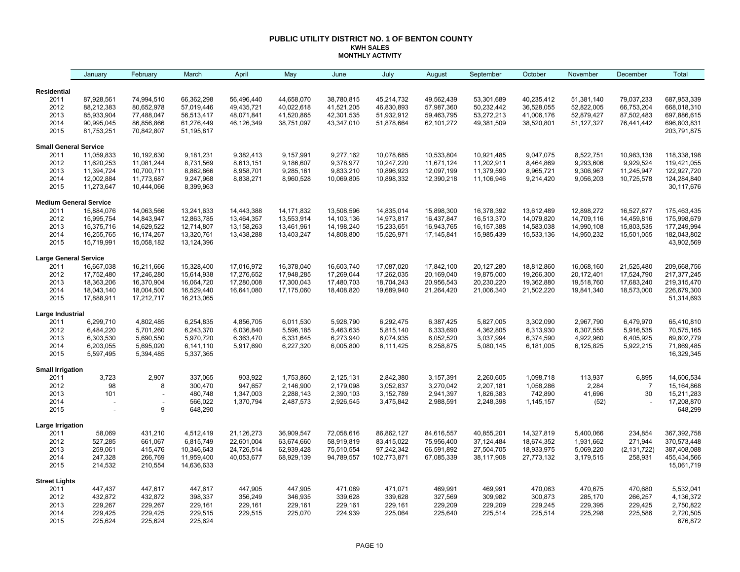# PUBLIC UTILITY DISTRICT NO. 1 OF BENTON COUNTY

## KWH SALES

### MONTHLY ACTIVITY

| | January | February | March | April | May | June | July | August | September | October | November | December | Total |
|---|---|---|---|---|---|---|---|---|---|---|---|---|---|
| **Residential** | | | | | | | | | | | | | |
| 2011 | 87,928,561 | 74,994,510 | 66,362,298 | 56,496,440 | 44,658,070 | 38,780,815 | 45,214,732 | 49,562,439 | 53,301,689 | 40,235,412 | 51,381,140 | 79,037,233 | 687,953,339 |
| 2012 | 88,212,383 | 80,652,978 | 57,019,446 | 49,435,721 | 40,022,618 | 41,521,205 | 46,830,893 | 57,987,360 | 50,232,442 | 36,528,055 | 52,822,005 | 66,753,204 | 668,018,310 |
| 2013 | 85,933,904 | 77,488,047 | 56,513,417 | 48,071,841 | 41,520,865 | 42,301,535 | 51,932,912 | 59,463,795 | 53,272,213 | 41,006,176 | 52,879,427 | 87,502,483 | 697,886,615 |
| 2014 | 90,995,045 | 86,856,866 | 61,276,449 | 46,126,349 | 38,751,097 | 43,347,010 | 51,878,664 | 62,101,272 | 49,381,509 | 38,520,801 | 51,127,327 | 76,441,442 | 696,803,831 |
| 2015 | 81,753,251 | 70,842,807 | 51,195,817 | | | | | | | | | | 203,791,875 |
| **Small General Service** | | | | | | | | | | | | | |
| 2011 | 11,059,833 | 10,192,630 | 9,181,231 | 9,382,413 | 9,157,991 | 9,277,162 | 10,078,685 | 10,533,804 | 10,921,485 | 9,047,075 | 8,522,751 | 10,983,138 | 118,338,198 |
| 2012 | 11,620,253 | 11,081,244 | 8,731,569 | 8,613,151 | 9,186,607 | 9,378,977 | 10,247,220 | 11,671,124 | 11,202,911 | 8,464,869 | 9,293,606 | 9,929,524 | 119,421,055 |
| 2013 | 11,394,724 | 10,700,711 | 8,862,866 | 8,958,701 | 9,285,161 | 9,833,210 | 10,896,923 | 12,097,199 | 11,379,590 | 8,965,721 | 9,306,967 | 11,245,947 | 122,927,720 |
| 2014 | 12,002,884 | 11,773,687 | 9,247,968 | 8,838,271 | 8,960,528 | 10,069,805 | 10,898,332 | 12,390,218 | 11,106,946 | 9,214,420 | 9,056,203 | 10,725,578 | 124,284,840 |
| 2015 | 11,273,647 | 10,444,066 | 8,399,963 | | | | | | | | | | 30,117,676 |
| **Medium General Service** | | | | | | | | | | | | | |
| 2011 | 15,884,076 | 14,063,566 | 13,241,633 | 14,443,388 | 14,171,832 | 13,508,596 | 14,835,014 | 15,898,300 | 16,378,392 | 13,612,489 | 12,898,272 | 16,527,877 | 175,463,435 |
| 2012 | 15,995,754 | 14,843,947 | 12,863,785 | 13,464,357 | 13,553,914 | 14,103,136 | 14,973,817 | 16,437,847 | 16,513,370 | 14,079,820 | 14,709,116 | 14,459,816 | 175,998,679 |
| 2013 | 15,375,716 | 14,629,522 | 12,714,807 | 13,158,263 | 13,461,961 | 14,198,240 | 15,233,651 | 16,943,765 | 16,157,388 | 14,583,038 | 14,990,108 | 15,803,535 | 177,249,994 |
| 2014 | 16,255,765 | 16,174,267 | 13,320,761 | 13,438,288 | 13,403,247 | 14,808,800 | 15,526,971 | 17,145,841 | 15,985,439 | 15,533,136 | 14,950,232 | 15,501,055 | 182,043,802 |
| 2015 | 15,719,991 | 15,058,182 | 13,124,396 | | | | | | | | | | 43,902,569 |
| **Large General Service** | | | | | | | | | | | | | |
| 2011 | 16,667,038 | 16,211,666 | 15,328,400 | 17,016,972 | 16,378,040 | 16,603,740 | 17,087,020 | 17,842,100 | 20,127,280 | 18,812,860 | 16,068,160 | 21,525,480 | 209,668,756 |
| 2012 | 17,752,480 | 17,246,280 | 15,614,938 | 17,276,652 | 17,948,285 | 17,269,044 | 17,262,035 | 20,169,040 | 19,875,000 | 19,266,300 | 20,172,401 | 17,524,790 | 217,377,245 |
| 2013 | 18,363,206 | 16,370,904 | 16,064,720 | 17,280,008 | 17,300,043 | 17,480,703 | 18,704,243 | 20,956,543 | 20,230,220 | 19,362,880 | 19,518,760 | 17,683,240 | 219,315,470 |
| 2014 | 18,043,140 | 18,004,500 | 16,529,440 | 16,641,080 | 17,175,060 | 18,408,820 | 19,689,940 | 21,264,420 | 21,006,340 | 21,502,220 | 19,841,340 | 18,573,000 | 226,679,300 |
| 2015 | 17,888,911 | 17,212,717 | 16,213,065 | | | | | | | | | | 51,314,693 |
| **Large Industrial** | | | | | | | | | | | | | |
| 2011 | 6,299,710 | 4,802,485 | 6,254,835 | 4,856,705 | 6,011,530 | 5,928,790 | 6,292,475 | 6,387,425 | 5,827,005 | 3,302,090 | 2,967,790 | 6,479,970 | 65,410,810 |
| 2012 | 6,484,220 | 5,701,260 | 6,243,370 | 6,036,840 | 5,596,185 | 5,463,635 | 5,815,140 | 6,333,690 | 4,362,805 | 6,313,930 | 6,307,555 | 5,916,535 | 70,575,165 |
| 2013 | 6,303,530 | 5,690,550 | 5,970,720 | 6,363,470 | 6,331,645 | 6,273,940 | 6,074,935 | 6,052,520 | 3,037,994 | 6,374,590 | 4,922,960 | 6,405,925 | 69,802,779 |
| 2014 | 6,203,055 | 5,695,020 | 6,141,110 | 5,917,690 | 6,227,320 | 6,005,800 | 6,111,425 | 6,258,875 | 5,080,145 | 6,181,005 | 6,125,825 | 5,922,215 | 71,869,485 |
| 2015 | 5,597,495 | 5,394,485 | 5,337,365 | | | | | | | | | | 16,329,345 |
| **Small Irrigation** | | | | | | | | | | | | | |
| 2011 | 3,723 | 2,907 | 337,065 | 903,922 | 1,753,860 | 2,125,131 | 2,842,380 | 3,157,391 | 2,260,605 | 1,098,718 | 113,937 | 6,895 | 14,606,534 |
| 2012 | 98 | 8 | 300,470 | 947,657 | 2,146,900 | 2,179,098 | 3,052,837 | 3,270,042 | 2,207,181 | 1,058,286 | 2,284 | 7 | 15,164,868 |
| 2013 | 101 | - | 480,748 | 1,347,003 | 2,288,143 | 2,390,103 | 3,152,789 | 2,941,397 | 1,826,383 | 742,890 | 41,696 | 30 | 15,211,283 |
| 2014 | - | - | 566,022 | 1,370,794 | 2,487,573 | 2,926,545 | 3,475,842 | 2,988,591 | 2,248,398 | 1,145,157 | (52) | - | 17,208,870 |
| 2015 | - | 9 | 648,290 | | | | | | | | | | 648,299 |
| **Large Irrigation** | | | | | | | | | | | | | |
| 2011 | 58,069 | 431,210 | 4,512,419 | 21,126,273 | 36,909,547 | 72,058,616 | 86,862,127 | 84,616,557 | 40,855,201 | 14,327,819 | 5,400,066 | 234,854 | 367,392,758 |
| 2012 | 527,285 | 661,067 | 6,815,749 | 22,601,004 | 63,674,660 | 58,919,819 | 83,415,022 | 75,956,400 | 37,124,484 | 18,674,352 | 1,931,662 | 271,944 | 370,573,448 |
| 2013 | 259,061 | 415,476 | 10,346,643 | 24,726,514 | 62,939,428 | 75,510,554 | 97,242,342 | 66,591,892 | 27,504,705 | 18,933,975 | 5,069,220 | (2,131,722) | 387,408,088 |
| 2014 | 247,328 | 266,769 | 11,959,400 | 40,053,677 | 68,929,139 | 94,789,557 | 102,773,871 | 67,085,339 | 38,117,908 | 27,773,132 | 3,179,515 | 258,931 | 455,434,566 |
| 2015 | 214,532 | 210,554 | 14,636,633 | | | | | | | | | | 15,061,719 |
| **Street Lights** | | | | | | | | | | | | | |
| 2011 | 447,437 | 447,617 | 447,617 | 447,905 | 447,905 | 471,089 | 471,071 | 469,991 | 469,991 | 470,063 | 470,675 | 470,680 | 5,532,041 |
| 2012 | 432,872 | 432,872 | 398,337 | 356,249 | 346,935 | 339,628 | 339,628 | 327,569 | 309,982 | 300,873 | 285,170 | 266,257 | 4,136,372 |
| 2013 | 229,267 | 229,267 | 229,161 | 229,161 | 229,161 | 229,161 | 229,161 | 229,209 | 229,209 | 229,245 | 229,395 | 229,425 | 2,750,822 |
| 2014 | 229,425 | 229,425 | 229,515 | 229,515 | 225,070 | 224,939 | 225,064 | 225,640 | 225,514 | 225,514 | 225,298 | 225,586 | 2,720,505 |
| 2015 | 225,624 | 225,624 | 225,624 | | | | | | | | | | 676,872 |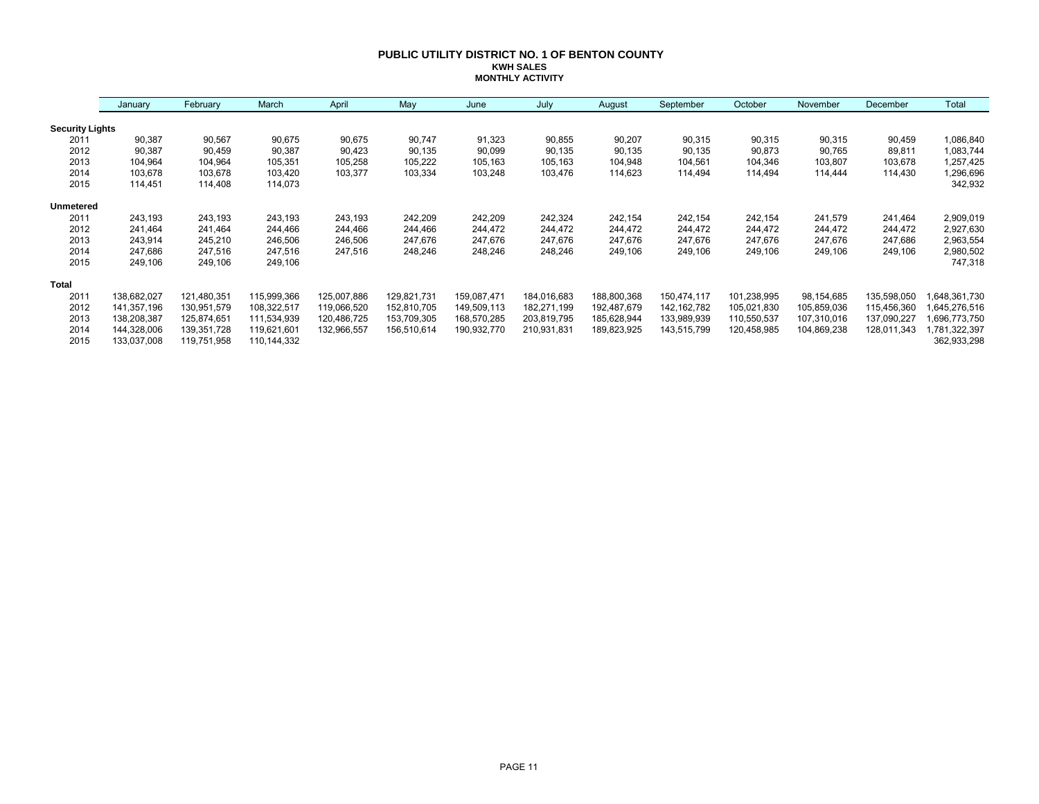# PUBLIC UTILITY DISTRICT NO. 1 OF BENTON COUNTY
### KWH SALES
### MONTHLY ACTIVITY

| | January | February | March | April | May | June | July | August | September | October | November | December | Total |
|---|---|---|---|---|---|---|---|---|---|---|---|---|---|
| **Security Lights** | | | | | | | | | | | | | |
| 2011 | 90,387 | 90,567 | 90,675 | 90,675 | 90,747 | 91,323 | 90,855 | 90,207 | 90,315 | 90,315 | 90,315 | 90,459 | 1,086,840 |
| 2012 | 90,387 | 90,459 | 90,387 | 90,423 | 90,135 | 90,099 | 90,135 | 90,135 | 90,135 | 90,873 | 90,765 | 89,811 | 1,083,744 |
| 2013 | 104,964 | 104,964 | 105,351 | 105,258 | 105,222 | 105,163 | 105,163 | 104,948 | 104,561 | 104,346 | 103,807 | 103,678 | 1,257,425 |
| 2014 | 103,678 | 103,678 | 103,420 | 103,377 | 103,334 | 103,248 | 103,476 | 114,623 | 114,494 | 114,494 | 114,444 | 114,430 | 1,296,696 |
| 2015 | 114,451 | 114,408 | 114,073 | | | | | | | | | | 342,932 |
| **Unmetered** | | | | | | | | | | | | | |
| 2011 | 243,193 | 243,193 | 243,193 | 243,193 | 242,209 | 242,209 | 242,324 | 242,154 | 242,154 | 242,154 | 241,579 | 241,464 | 2,909,019 |
| 2012 | 241,464 | 241,464 | 244,466 | 244,466 | 244,466 | 244,472 | 244,472 | 244,472 | 244,472 | 244,472 | 244,472 | 244,472 | 2,927,630 |
| 2013 | 243,914 | 245,210 | 246,506 | 246,506 | 247,676 | 247,676 | 247,676 | 247,676 | 247,676 | 247,676 | 247,676 | 247,686 | 2,963,554 |
| 2014 | 247,686 | 247,516 | 247,516 | 247,516 | 248,246 | 248,246 | 248,246 | 249,106 | 249,106 | 249,106 | 249,106 | 249,106 | 2,980,502 |
| 2015 | 249,106 | 249,106 | 249,106 | | | | | | | | | | 747,318 |
| **Total** | | | | | | | | | | | | | |
| 2011 | 138,682,027 | 121,480,351 | 115,999,366 | 125,007,886 | 129,821,731 | 159,087,471 | 184,016,683 | 188,800,368 | 150,474,117 | 101,238,995 | 98,154,685 | 135,598,050 | 1,648,361,730 |
| 2012 | 141,357,196 | 130,951,579 | 108,322,517 | 119,066,520 | 152,810,705 | 149,509,113 | 182,271,199 | 192,487,679 | 142,162,782 | 105,021,830 | 105,859,036 | 115,456,360 | 1,645,276,516 |
| 2013 | 138,208,387 | 125,874,651 | 111,534,939 | 120,486,725 | 153,709,305 | 168,570,285 | 203,819,795 | 185,628,944 | 133,989,939 | 110,550,537 | 107,310,016 | 137,090,227 | 1,696,773,750 |
| 2014 | 144,328,006 | 139,351,728 | 119,621,601 | 132,966,557 | 156,510,614 | 190,932,770 | 210,931,831 | 189,823,925 | 143,515,799 | 120,458,985 | 104,869,238 | 128,011,343 | 1,781,322,397 |
| 2015 | 133,037,008 | 119,751,958 | 110,144,332 | | | | | | | | | | 362,933,298 |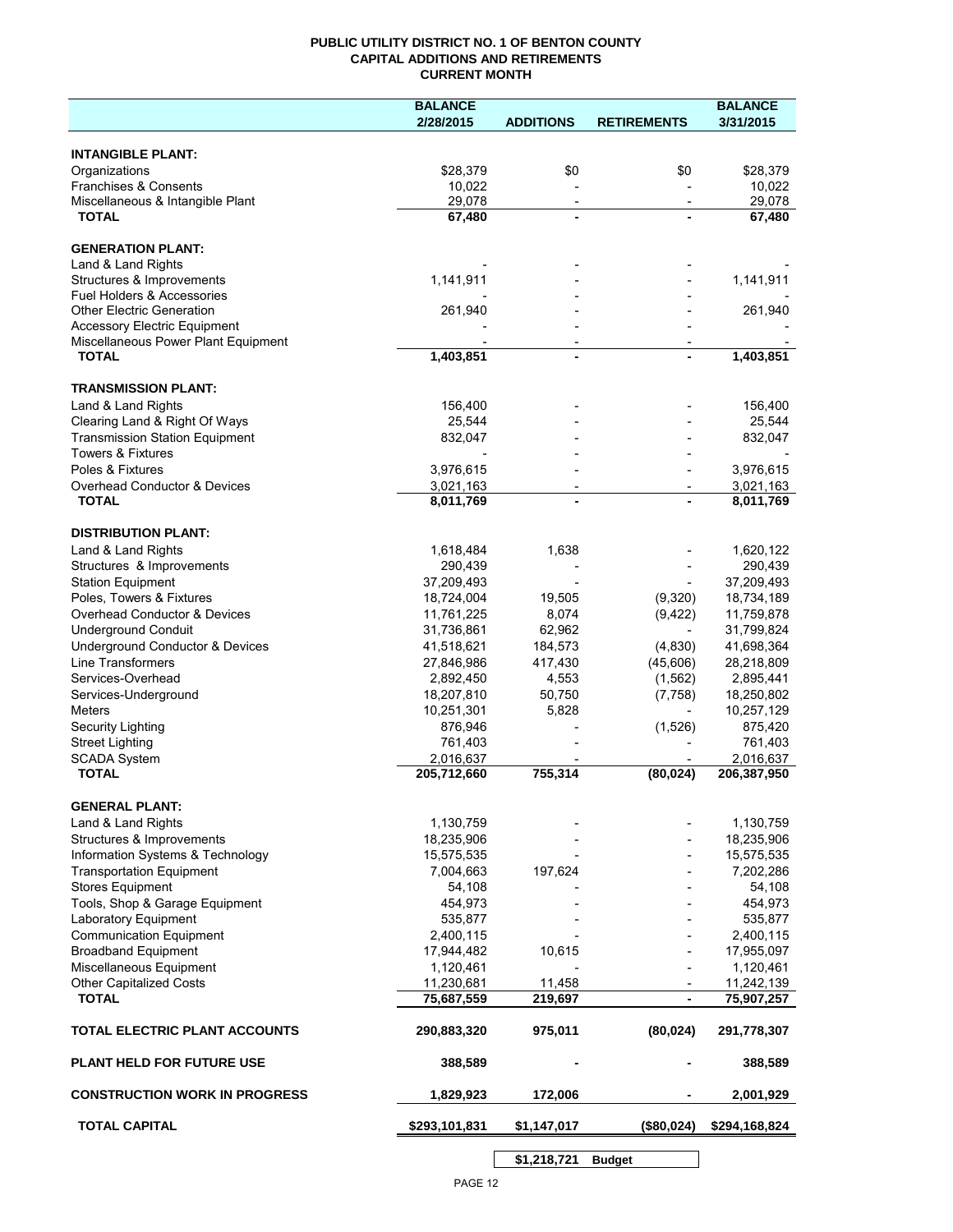**PUBLIC UTILITY DISTRICT NO. 1 OF BENTON COUNTY**
**CAPITAL ADDITIONS AND RETIREMENTS**
**CURRENT MONTH**

| | BALANCE 2/28/2015 | ADDITIONS | RETIREMENTS | BALANCE 3/31/2015 |
|---|---|---|---|---|
| **INTANGIBLE PLANT:** | | | | |
| Organizations | $28,379 | $0 | $0 | $28,379 |
| Franchises & Consents | 10,022 | - | - | 10,022 |
| Miscellaneous & Intangible Plant | 29,078 | - | - | 29,078 |
| **TOTAL** | **67,480** | **-** | **-** | **67,480** |
| **GENERATION PLANT:** | | | | |
| Land & Land Rights | - | - | - | - |
| Structures & Improvements | 1,141,911 | - | - | 1,141,911 |
| Fuel Holders & Accessories | - | - | - | - |
| Other Electric Generation | 261,940 | - | - | 261,940 |
| Accessory Electric Equipment | - | - | - | - |
| Miscellaneous Power Plant Equipment | - | - | - | - |
| **TOTAL** | **1,403,851** | **-** | **-** | **1,403,851** |
| **TRANSMISSION PLANT:** | | | | |
| Land & Land Rights | 156,400 | - | - | 156,400 |
| Clearing Land & Right Of Ways | 25,544 | - | - | 25,544 |
| Transmission Station Equipment | 832,047 | - | - | 832,047 |
| Towers & Fixtures | - | - | - | - |
| Poles & Fixtures | 3,976,615 | - | - | 3,976,615 |
| Overhead Conductor & Devices | 3,021,163 | - | - | 3,021,163 |
| **TOTAL** | **8,011,769** | **-** | **-** | **8,011,769** |
| **DISTRIBUTION PLANT:** | | | | |
| Land & Land Rights | 1,618,484 | 1,638 | - | 1,620,122 |
| Structures & Improvements | 290,439 | - | - | 290,439 |
| Station Equipment | 37,209,493 | - | - | 37,209,493 |
| Poles, Towers & Fixtures | 18,724,004 | 19,505 | (9,320) | 18,734,189 |
| Overhead Conductor & Devices | 11,761,225 | 8,074 | (9,422) | 11,759,878 |
| Underground Conduit | 31,736,861 | 62,962 | - | 31,799,824 |
| Underground Conductor & Devices | 41,518,621 | 184,573 | (4,830) | 41,698,364 |
| Line Transformers | 27,846,986 | 417,430 | (45,606) | 28,218,809 |
| Services-Overhead | 2,892,450 | 4,553 | (1,562) | 2,895,441 |
| Services-Underground | 18,207,810 | 50,750 | (7,758) | 18,250,802 |
| Meters | 10,251,301 | 5,828 | - | 10,257,129 |
| Security Lighting | 876,946 | - | (1,526) | 875,420 |
| Street Lighting | 761,403 | - | - | 761,403 |
| SCADA System | 2,016,637 | - | - | 2,016,637 |
| **TOTAL** | **205,712,660** | **755,314** | **(80,024)** | **206,387,950** |
| **GENERAL PLANT:** | | | | |
| Land & Land Rights | 1,130,759 | - | - | 1,130,759 |
| Structures & Improvements | 18,235,906 | - | - | 18,235,906 |
| Information Systems & Technology | 15,575,535 | - | - | 15,575,535 |
| Transportation Equipment | 7,004,663 | 197,624 | - | 7,202,286 |
| Stores Equipment | 54,108 | - | - | 54,108 |
| Tools, Shop & Garage Equipment | 454,973 | - | - | 454,973 |
| Laboratory Equipment | 535,877 | - | - | 535,877 |
| Communication Equipment | 2,400,115 | - | - | 2,400,115 |
| Broadband Equipment | 17,944,482 | 10,615 | - | 17,955,097 |
| Miscellaneous Equipment | 1,120,461 | - | - | 1,120,461 |
| Other Capitalized Costs | 11,230,681 | 11,458 | - | 11,242,139 |
| **TOTAL** | **75,687,559** | **219,697** | **-** | **75,907,257** |
| **TOTAL ELECTRIC PLANT ACCOUNTS** | **290,883,320** | **975,011** | **(80,024)** | **291,778,307** |
| **PLANT HELD FOR FUTURE USE** | **388,589** | **-** | **-** | **388,589** |
| **CONSTRUCTION WORK IN PROGRESS** | **1,829,923** | **172,006** | **-** | **2,001,929** |
| **TOTAL CAPITAL** | **$293,101,831** | **$1,147,017** | **($80,024)** | **$294,168,824** |
| | | **$1,218,721** | **Budget** | |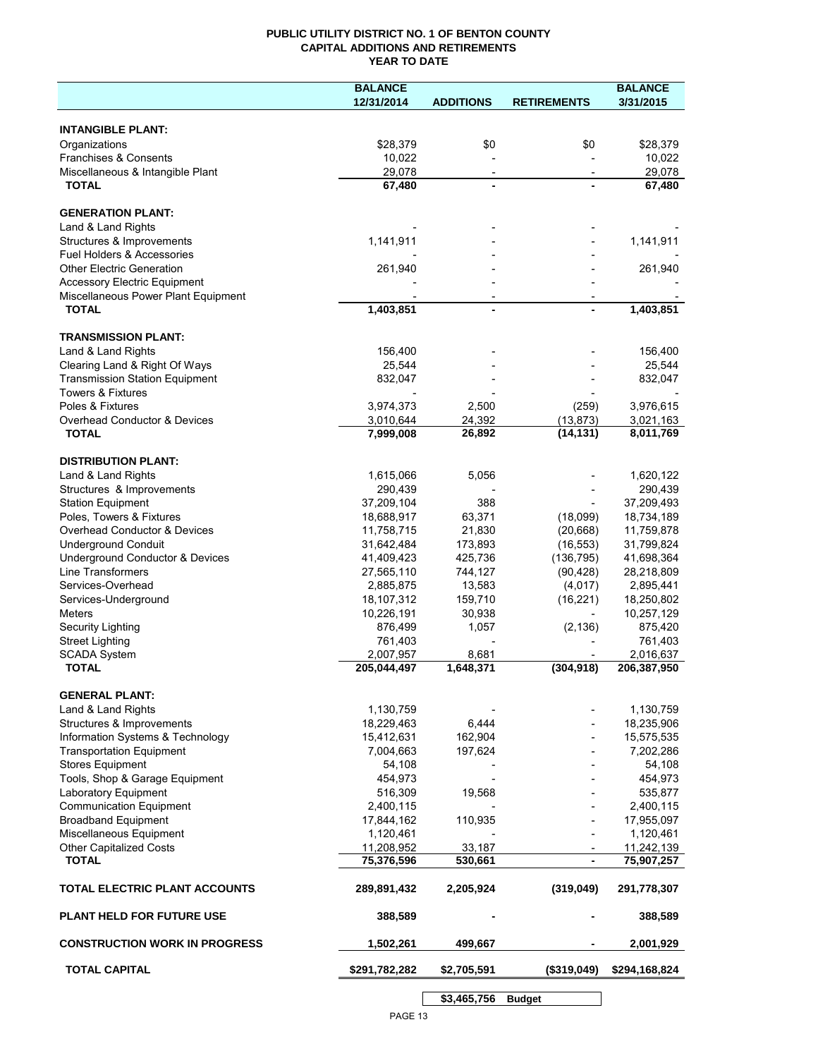# PUBLIC UTILITY DISTRICT NO. 1 OF BENTON COUNTY
## CAPITAL ADDITIONS AND RETIREMENTS
### YEAR TO DATE

| | BALANCE 12/31/2014 | ADDITIONS | RETIREMENTS | BALANCE 3/31/2015 |
|---|---|---|---|---|
| **INTANGIBLE PLANT:** | | | | |
| Organizations | $28,379 | $0 | $0 | $28,379 |
| Franchises & Consents | 10,022 | - | - | 10,022 |
| Miscellaneous & Intangible Plant | 29,078 | - | - | 29,078 |
| **TOTAL** | **67,480** | **-** | **-** | **67,480** |
| **GENERATION PLANT:** | | | | |
| Land & Land Rights | - | - | - | - |
| Structures & Improvements | 1,141,911 | - | - | 1,141,911 |
| Fuel Holders & Accessories | - | - | - | - |
| Other Electric Generation | 261,940 | - | - | 261,940 |
| Accessory Electric Equipment | - | - | - | - |
| Miscellaneous Power Plant Equipment | - | - | - | - |
| **TOTAL** | **1,403,851** | **-** | **-** | **1,403,851** |
| **TRANSMISSION PLANT:** | | | | |
| Land & Land Rights | 156,400 | - | - | 156,400 |
| Clearing Land & Right Of Ways | 25,544 | - | - | 25,544 |
| Transmission Station Equipment | 832,047 | - | - | 832,047 |
| Towers & Fixtures | - | - | - | - |
| Poles & Fixtures | 3,974,373 | 2,500 | (259) | 3,976,615 |
| Overhead Conductor & Devices | 3,010,644 | 24,392 | (13,873) | 3,021,163 |
| **TOTAL** | **7,999,008** | **26,892** | **(14,131)** | **8,011,769** |
| **DISTRIBUTION PLANT:** | | | | |
| Land & Land Rights | 1,615,066 | 5,056 | - | 1,620,122 |
| Structures & Improvements | 290,439 | - | - | 290,439 |
| Station Equipment | 37,209,104 | 388 | - | 37,209,493 |
| Poles, Towers & Fixtures | 18,688,917 | 63,371 | (18,099) | 18,734,189 |
| Overhead Conductor & Devices | 11,758,715 | 21,830 | (20,668) | 11,759,878 |
| Underground Conduit | 31,642,484 | 173,893 | (16,553) | 31,799,824 |
| Underground Conductor & Devices | 41,409,423 | 425,736 | (136,795) | 41,698,364 |
| Line Transformers | 27,565,110 | 744,127 | (90,428) | 28,218,809 |
| Services-Overhead | 2,885,875 | 13,583 | (4,017) | 2,895,441 |
| Services-Underground | 18,107,312 | 159,710 | (16,221) | 18,250,802 |
| Meters | 10,226,191 | 30,938 | - | 10,257,129 |
| Security Lighting | 876,499 | 1,057 | (2,136) | 875,420 |
| Street Lighting | 761,403 | - | - | 761,403 |
| SCADA System | 2,007,957 | 8,681 | - | 2,016,637 |
| **TOTAL** | **205,044,497** | **1,648,371** | **(304,918)** | **206,387,950** |
| **GENERAL PLANT:** | | | | |
| Land & Land Rights | 1,130,759 | - | - | 1,130,759 |
| Structures & Improvements | 18,229,463 | 6,444 | - | 18,235,906 |
| Information Systems & Technology | 15,412,631 | 162,904 | - | 15,575,535 |
| Transportation Equipment | 7,004,663 | 197,624 | - | 7,202,286 |
| Stores Equipment | 54,108 | - | - | 54,108 |
| Tools, Shop & Garage Equipment | 454,973 | - | - | 454,973 |
| Laboratory Equipment | 516,309 | 19,568 | - | 535,877 |
| Communication Equipment | 2,400,115 | - | - | 2,400,115 |
| Broadband Equipment | 17,844,162 | 110,935 | - | 17,955,097 |
| Miscellaneous Equipment | 1,120,461 | - | - | 1,120,461 |
| Other Capitalized Costs | 11,208,952 | 33,187 | - | 11,242,139 |
| **TOTAL** | **75,376,596** | **530,661** | **-** | **75,907,257** |
| **TOTAL ELECTRIC PLANT ACCOUNTS** | **289,891,432** | **2,205,924** | **(319,049)** | **291,778,307** |
| **PLANT HELD FOR FUTURE USE** | **388,589** | **-** | **-** | **388,589** |
| **CONSTRUCTION WORK IN PROGRESS** | **1,502,261** | **499,667** | **-** | **2,001,929** |
| **TOTAL CAPITAL** | **$291,782,282** | **$2,705,591** | **($319,049)** | **$294,168,824** |
| | | **$3,465,756** | **Budget** | |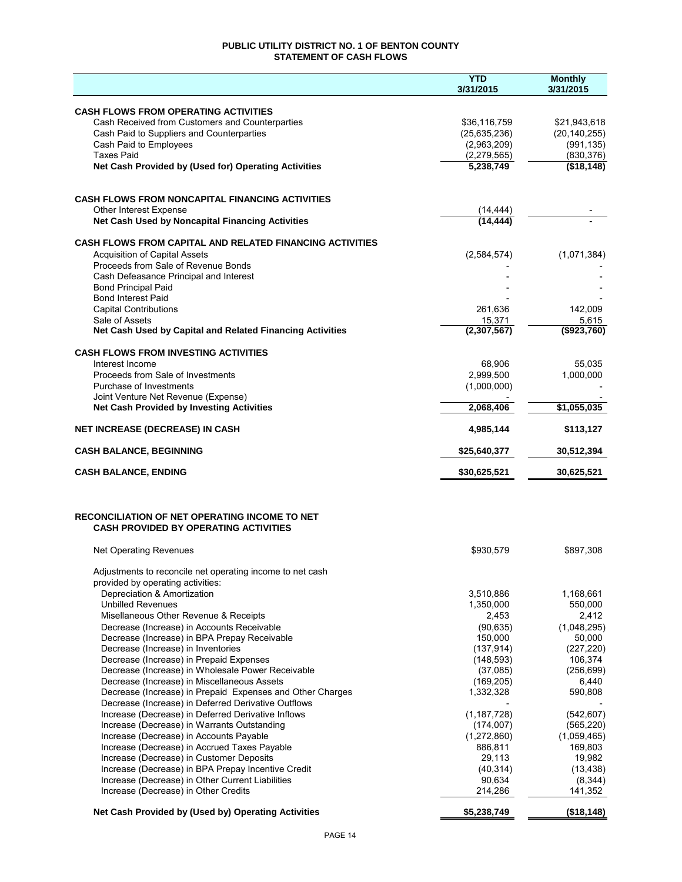# PUBLIC UTILITY DISTRICT NO. 1 OF BENTON COUNTY
## STATEMENT OF CASH FLOWS

| | YTD 3/31/2015 | Monthly 3/31/2015 |
|---|---|---|
| **CASH FLOWS FROM OPERATING ACTIVITIES** | | |
| Cash Received from Customers and Counterparties | $36,116,759 | $21,943,618 |
| Cash Paid to Suppliers and Counterparties | (25,635,236) | (20,140,255) |
| Cash Paid to Employees | (2,963,209) | (991,135) |
| Taxes Paid | (2,279,565) | (830,376) |
| **Net Cash Provided by (Used for) Operating Activities** | **5,238,749** | **($18,148)** |
| **CASH FLOWS FROM NONCAPITAL FINANCING ACTIVITIES** | | |
| Other Interest Expense | (14,444) | - |
| **Net Cash Used by Noncapital Financing Activities** | **(14,444)** | **-** |
| **CASH FLOWS FROM CAPITAL AND RELATED FINANCING ACTIVITIES** | | |
| Acquisition of Capital Assets | (2,584,574) | (1,071,384) |
| Proceeds from Sale of Revenue Bonds | - | - |
| Cash Defeasance Principal and Interest | - | - |
| Bond Principal Paid | - | - |
| Bond Interest Paid | - | - |
| Capital Contributions | 261,636 | 142,009 |
| Sale of Assets | 15,371 | 5,615 |
| **Net Cash Used by Capital and Related Financing Activities** | **(2,307,567)** | **($923,760)** |
| **CASH FLOWS FROM INVESTING ACTIVITIES** | | |
| Interest Income | 68,906 | 55,035 |
| Proceeds from Sale of Investments | 2,999,500 | 1,000,000 |
| Purchase of Investments | (1,000,000) | - |
| Joint Venture Net Revenue (Expense) | - | - |
| **Net Cash Provided by Investing Activities** | **2,068,406** | **$1,055,035** |
| **NET INCREASE (DECREASE) IN CASH** | **4,985,144** | **$113,127** |
| **CASH BALANCE, BEGINNING** | **$25,640,377** | **30,512,394** |
| **CASH BALANCE, ENDING** | **$30,625,521** | **30,625,521** |

## RECONCILIATION OF NET OPERATING INCOME TO NET CASH PROVIDED BY OPERATING ACTIVITIES

| | YTD 3/31/2015 | Monthly 3/31/2015 |
|---|---|---|
| Net Operating Revenues | $930,579 | $897,308 |
| Adjustments to reconcile net operating income to net cash provided by operating activities: | | |
| Depreciation & Amortization | 3,510,886 | 1,168,661 |
| Unbilled Revenues | 1,350,000 | 550,000 |
| Misellaneous Other Revenue & Receipts | 2,453 | 2,412 |
| Decrease (Increase) in Accounts Receivable | (90,635) | (1,048,295) |
| Decrease (Increase) in BPA Prepay Receivable | 150,000 | 50,000 |
| Decrease (Increase) in Inventories | (137,914) | (227,220) |
| Decrease (Increase) in Prepaid Expenses | (148,593) | 106,374 |
| Decrease (Increase) in Wholesale Power Receivable | (37,085) | (256,699) |
| Decrease (Increase) in Miscellaneous Assets | (169,205) | 6,440 |
| Decrease (Increase) in Prepaid Expenses and Other Charges | 1,332,328 | 590,808 |
| Decrease (Increase) in Deferred Derivative Outflows | - | - |
| Increase (Decrease) in Deferred Derivative Inflows | (1,187,728) | (542,607) |
| Increase (Decrease) in Warrants Outstanding | (174,007) | (565,220) |
| Increase (Decrease) in Accounts Payable | (1,272,860) | (1,059,465) |
| Increase (Decrease) in Accrued Taxes Payable | 886,811 | 169,803 |
| Increase (Decrease) in Customer Deposits | 29,113 | 19,982 |
| Increase (Decrease) in BPA Prepay Incentive Credit | (40,314) | (13,438) |
| Increase (Decrease) in Other Current Liabilities | 90,634 | (8,344) |
| Increase (Decrease) in Other Credits | 214,286 | 141,352 |
| **Net Cash Provided by (Used by) Operating Activities** | **$5,238,749** | **($18,148)** |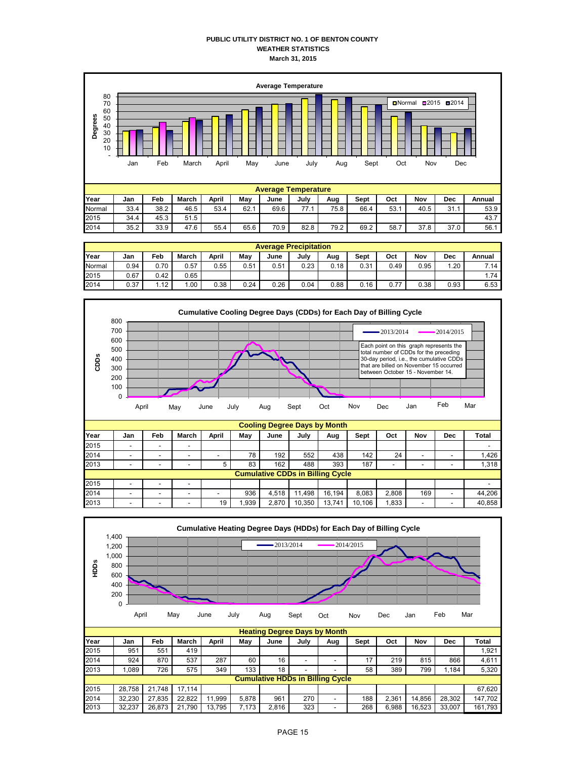**PUBLIC UTILITY DISTRICT NO. 1 OF BENTON COUNTY**
**WEATHER STATISTICS**
**March 31, 2015**

**Average Temperature**

| Year | Jan | Feb | March | April | May | June | July | Aug | Sept | Oct | Nov | Dec | Annual |
|---|---|---|---|---|---|---|---|---|---|---|---|---|---|
| Normal | 33.4 | 38.2 | 46.5 | 53.4 | 62.1 | 69.6 | 77.1 | 75.8 | 66.4 | 53.1 | 40.5 | 31.1 | 53.9 |
| 2015 | 34.4 | 45.3 | 51.5 | | | | | | | | | | 43.7 |
| 2014 | 35.2 | 33.9 | 47.6 | 55.4 | 65.6 | 70.9 | 82.8 | 79.2 | 69.2 | 58.7 | 37.8 | 37.0 | 56.1 |

**Average Precipitation**

| Year | Jan | Feb | March | April | May | June | July | Aug | Sept | Oct | Nov | Dec | Annual |
|---|---|---|---|---|---|---|---|---|---|---|---|---|---|
| Normal | 0.94 | 0.70 | 0.57 | 0.55 | 0.51 | 0.51 | 0.23 | 0.18 | 0.31 | 0.49 | 0.95 | 1.20 | 7.14 |
| 2015 | 0.67 | 0.42 | 0.65 | | | | | | | | | | 1.74 |
| 2014 | 0.37 | 1.12 | 1.00 | 0.38 | 0.24 | 0.26 | 0.04 | 0.88 | 0.16 | 0.77 | 0.38 | 0.93 | 6.53 |

**Cumulative Cooling Degree Days (CDDs) for Each Day of Billing Cycle**

Each point on this graph represents the total number of CDDs for the preceding 30-day period, i.e., the cumulative CDDs that are billed on November 15 occurred between October 15 - November 14.

**Cooling Degree Days by Month**

| Year | Jan | Feb | March | April | May | June | July | Aug | Sept | Oct | Nov | Dec | Total |
|---|---|---|---|---|---|---|---|---|---|---|---|---|---|
| 2015 | - | - | - | | | | | | | | | | - |
| 2014 | - | - | - | - | 78 | 192 | 552 | 438 | 142 | 24 | - | - | 1,426 |
| 2013 | - | - | - | 5 | 83 | 162 | 488 | 393 | 187 | - | - | - | 1,318 |
| **Cumulative CDDs in Billing Cycle** | | | | | | | | | | | | | |
| 2015 | - | - | - | | | | | | | | | | - |
| 2014 | - | - | - | - | 936 | 4,518 | 11,498 | 16,194 | 8,083 | 2,808 | 169 | - | 44,206 |
| 2013 | - | - | - | 19 | 1,939 | 2,870 | 10,350 | 13,741 | 10,106 | 1,833 | - | - | 40,858 |

**Cumulative Heating Degree Days (HDDs) for Each Day of Billing Cycle**

**Heating Degree Days by Month**

| Year | Jan | Feb | March | April | May | June | July | Aug | Sept | Oct | Nov | Dec | Total |
|---|---|---|---|---|---|---|---|---|---|---|---|---|---|
| 2015 | 951 | 551 | 419 | | | | | | | | | | 1,921 |
| 2014 | 924 | 870 | 537 | 287 | 60 | 16 | - | - | 17 | 219 | 815 | 866 | 4,611 |
| 2013 | 1,089 | 726 | 575 | 349 | 133 | 18 | - | - | 58 | 389 | 799 | 1,184 | 5,320 |
| **Cumulative HDDs in Billing Cycle** | | | | | | | | | | | | | |
| 2015 | 28,758 | 21,748 | 17,114 | | | | | | | | | | 67,620 |
| 2014 | 32,230 | 27,835 | 22,822 | 11,999 | 5,878 | 961 | 270 | - | 188 | 2,361 | 14,856 | 28,302 | 147,702 |
| 2013 | 32,237 | 26,873 | 21,790 | 13,795 | 7,173 | 2,816 | 323 | - | 268 | 6,988 | 16,523 | 33,007 | 161,793 |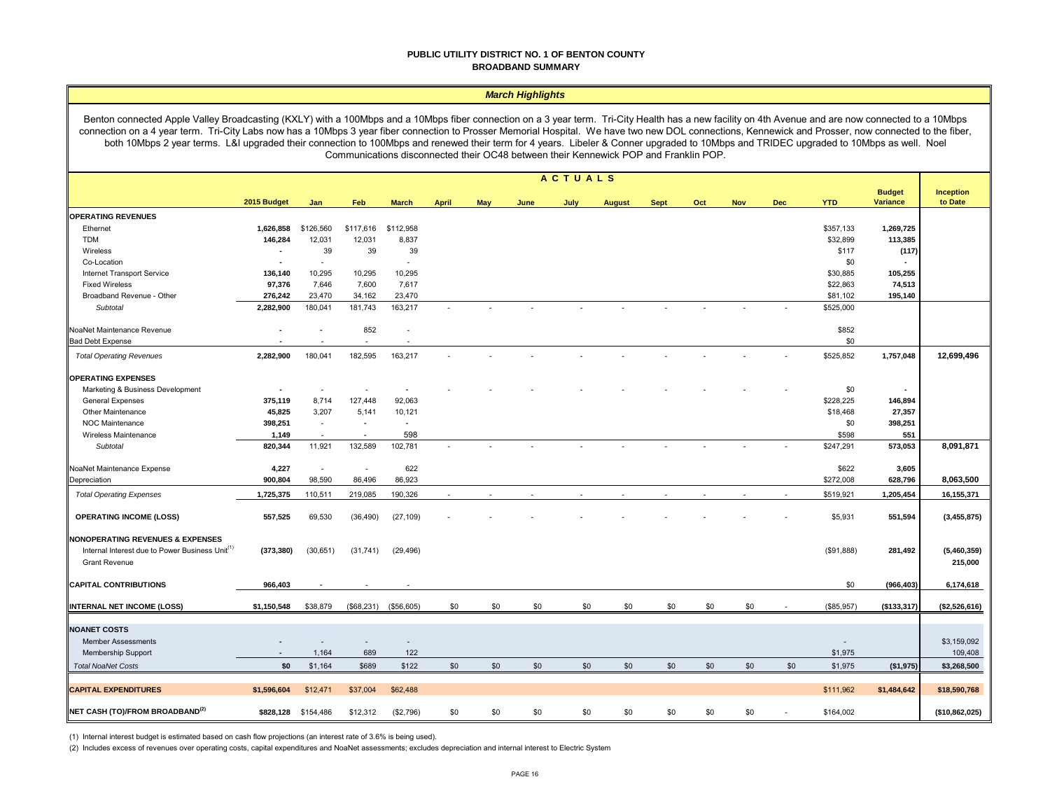# PUBLIC UTILITY DISTRICT NO. 1 OF BENTON COUNTY
## BROADBAND SUMMARY

### *March Highlights*

Benton connected Apple Valley Broadcasting (KXLY) with a 100Mbps and a 10Mbps fiber connection on a 3 year term. Tri-City Health has a new facility on 4th Avenue and are now connected to a 10Mbps connection on a 4 year term. Tri-City Labs now has a 10Mbps 3 year fiber connection to Prosser Memorial Hospital. We have two new DOL connections, Kennewick and Prosser, now connected to the fiber, both 10Mbps 2 year terms. L&I upgraded their connection to 100Mbps and renewed their term for 4 years. Libeler & Conner upgraded to 10Mbps and TRIDEC upgraded to 10Mbps as well. Noel Communications disconnected their OC48 between their Kennewick POP and Franklin POP.

| | 2015 Budget | Jan | Feb | March | April | May | June | July | August | Sept | Oct | Nov | Dec | YTD | Budget Variance | Inception to Date |
|---|---|---|---|---|---|---|---|---|---|---|---|---|---|---|---|---|
| | | | | | | | ACTUALS | | | | | | | | | |
| **OPERATING REVENUES** | | | | | | | | | | | | | | | | |
| Ethernet | **1,626,858** | $126,560 | $117,616 | $112,958 | | | | | | | | | | $357,133 | **1,269,725** | |
| TDM | **146,284** | 12,031 | 12,031 | 8,837 | | | | | | | | | | $32,899 | **113,385** | |
| Wireless | - | 39 | 39 | 39 | | | | | | | | | | $117 | **(117)** | |
| Co-Location | - | - | | - | | | | | | | | | | $0 | - | |
| Internet Transport Service | **136,140** | 10,295 | 10,295 | 10,295 | | | | | | | | | | $30,885 | **105,255** | |
| Fixed Wireless | **97,376** | 7,646 | 7,600 | 7,617 | | | | | | | | | | $22,863 | **74,513** | |
| Broadband Revenue - Other | **276,242** | 23,470 | 34,162 | 23,470 | | | | | | | | | | $81,102 | **195,140** | |
| *Subtotal* | **2,282,900** | 180,041 | 181,743 | 163,217 | - | - | - | - | - | - | - | - | - | $525,000 | | |
| NoaNet Maintenance Revenue | - | - | 852 | - | | | | | | | | | | $852 | | |
| Bad Debt Expense | - | - | - | - | | | | | | | | | | $0 | | |
| *Total Operating Revenues* | **2,282,900** | 180,041 | 182,595 | 163,217 | - | - | - | - | - | - | - | - | - | $525,852 | **1,757,048** | **12,699,496** |
| **OPERATING EXPENSES** | | | | | | | | | | | | | | | | |
| Marketing & Business Development | - | - | - | - | - | - | - | - | - | - | - | - | - | $0 | - | |
| General Expenses | **375,119** | 8,714 | 127,448 | 92,063 | | | | | | | | | | $228,225 | **146,894** | |
| Other Maintenance | **45,825** | 3,207 | 5,141 | 10,121 | | | | | | | | | | $18,468 | **27,357** | |
| NOC Maintenance | **398,251** | - | - | - | | | | | | | | | | $0 | **398,251** | |
| Wireless Maintenance | **1,149** | - | - | 598 | | | | | | | | | | $598 | **551** | |
| *Subtotal* | **820,344** | 11,921 | 132,589 | 102,781 | - | - | - | - | - | - | - | - | - | $247,291 | **573,053** | **8,091,871** |
| NoaNet Maintenance Expense | **4,227** | - | - | 622 | | | | | | | | | | $622 | **3,605** | |
| Depreciation | **900,804** | 98,590 | 86,496 | 86,923 | | | | | | | | | | $272,008 | **628,796** | **8,063,500** |
| *Total Operating Expenses* | **1,725,375** | 110,511 | 219,085 | 190,326 | - | - | - | - | - | - | - | - | - | $519,921 | **1,205,454** | **16,155,371** |
| **OPERATING INCOME (LOSS)** | **557,525** | 69,530 | (36,490) | (27,109) | - | - | - | - | - | - | - | - | - | $5,931 | **551,594** | **(3,455,875)** |
| **NONOPERATING REVENUES & EXPENSES** | | | | | | | | | | | | | | | | |
| Internal Interest due to Power Business Unit[1] | **(373,380)** | (30,651) | (31,741) | (29,496) | | | | | | | | | | ($91,888) | **281,492** | **(5,460,359)** |
| Grant Revenue | | | | | | | | | | | | | | | | **215,000** |
| **CAPITAL CONTRIBUTIONS** | **966,403** | - | - | - | | | | | | | | | | $0 | **(966,403)** | **6,174,618** |
| **INTERNAL NET INCOME (LOSS)** | **$1,150,548** | $38,879 | ($68,231) | ($56,605) | $0 | $0 | $0 | $0 | $0 | $0 | $0 | $0 | - | ($85,957) | **($133,317)** | **($2,526,616)** |
| **NOANET COSTS** | | | | | | | | | | | | | | | | |
| Member Assessments | - | - | - | - | | | | | | | | | | - | | $3,159,092 |
| Membership Support | - | 1,164 | 689 | 122 | | | | | | | | | | $1,975 | | 109,408 |
| *Total NoaNet Costs* | **$0** | $1,164 | $689 | $122 | $0 | $0 | $0 | $0 | $0 | $0 | $0 | $0 | $0 | $1,975 | **($1,975)** | **$3,268,500** |
| **CAPITAL EXPENDITURES** | **$1,596,604** | $12,471 | $37,004 | $62,488 | | | | | | | | | | $111,962 | **$1,484,642** | **$18,590,768** |
| **NET CASH (TO)/FROM BROADBAND[2]** | **$828,128** | $154,486 | $12,312 | ($2,796) | $0 | $0 | $0 | $0 | $0 | $0 | $0 | $0 | - | $164,002 | | **($10,862,025)** |

(1) Internal interest budget is estimated based on cash flow projections (an interest rate of 3.6% is being used).

(2) Includes excess of revenues over operating costs, capital expenditures and NoaNet assessments; excludes depreciation and internal interest to Electric System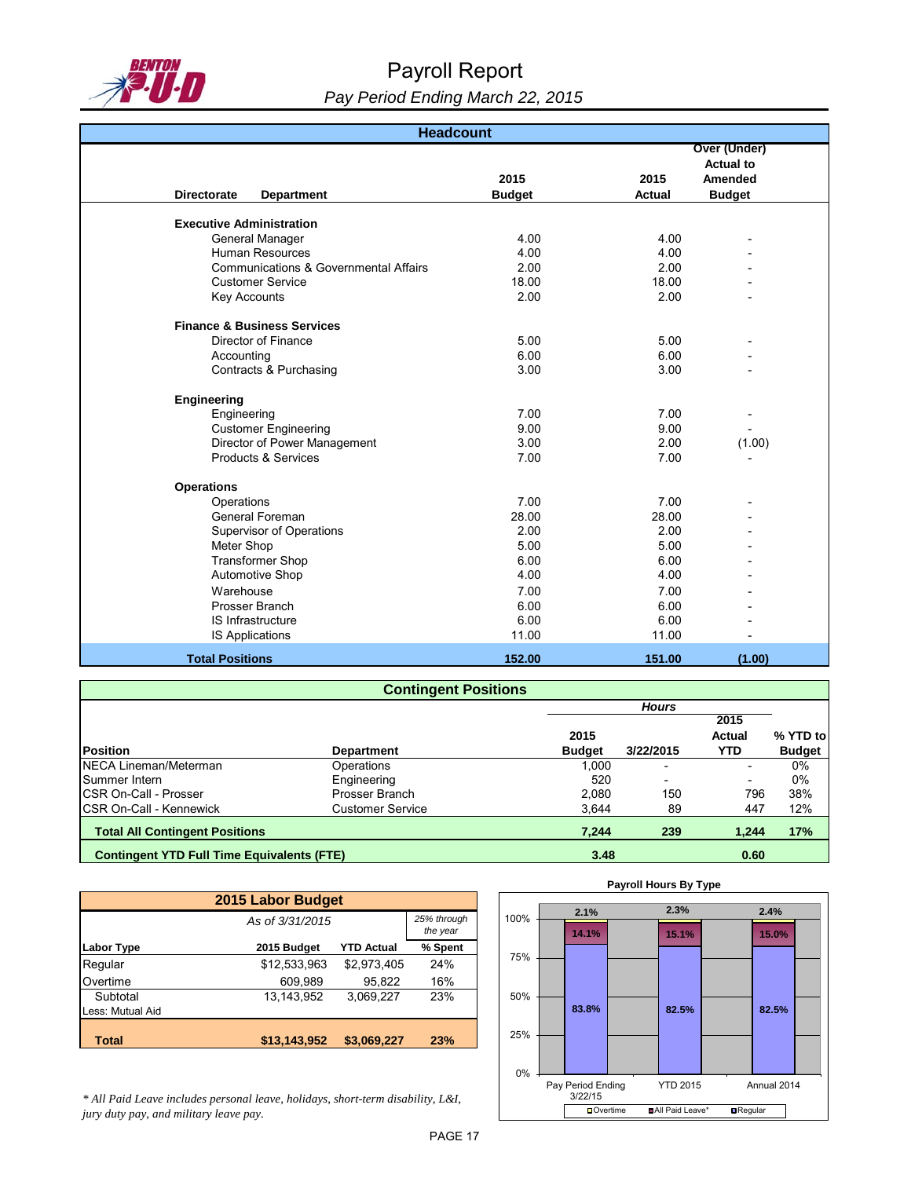# Payroll Report

*Pay Period Ending March 22, 2015*

## Headcount

| Directorate / Department | 2015 Budget | 2015 Actual | Over (Under) Actual to Amended Budget |
|---|---|---|---|
| **Executive Administration** | | | |
| General Manager | 4.00 | 4.00 | - |
| Human Resources | 4.00 | 4.00 | - |
| Communications & Governmental Affairs | 2.00 | 2.00 | - |
| Customer Service | 18.00 | 18.00 | - |
| Key Accounts | 2.00 | 2.00 | - |
| **Finance & Business Services** | | | |
| Director of Finance | 5.00 | 5.00 | - |
| Accounting | 6.00 | 6.00 | - |
| Contracts & Purchasing | 3.00 | 3.00 | - |
| **Engineering** | | | |
| Engineering | 7.00 | 7.00 | - |
| Customer Engineering | 9.00 | 9.00 | - |
| Director of Power Management | 3.00 | 2.00 | (1.00) |
| Products & Services | 7.00 | 7.00 | - |
| **Operations** | | | |
| Operations | 7.00 | 7.00 | - |
| General Foreman | 28.00 | 28.00 | - |
| Supervisor of Operations | 2.00 | 2.00 | - |
| Meter Shop | 5.00 | 5.00 | - |
| Transformer Shop | 6.00 | 6.00 | - |
| Automotive Shop | 4.00 | 4.00 | - |
| Warehouse | 7.00 | 7.00 | - |
| Prosser Branch | 6.00 | 6.00 | - |
| IS Infrastructure | 6.00 | 6.00 | - |
| IS Applications | 11.00 | 11.00 | - |
| **Total Positions** | **152.00** | **151.00** | **(1.00)** |

## Contingent Positions

| Position | Department | Hours: 2015 Budget | Hours: 3/22/2015 | Hours: 2015 Actual YTD | % YTD to Budget |
|---|---|---|---|---|---|
| NECA Lineman/Meterman | Operations | 1,000 | - | - | 0% |
| Summer Intern | Engineering | 520 | - | - | 0% |
| CSR On-Call - Prosser | Prosser Branch | 2,080 | 150 | 796 | 38% |
| CSR On-Call - Kennewick | Customer Service | 3,644 | 89 | 447 | 12% |
| **Total All Contingent Positions** | | **7,244** | **239** | **1,244** | **17%** |
| **Contingent YTD Full Time Equivalents (FTE)** | | **3.48** | | **0.60** | |

## 2015 Labor Budget

*As of 3/31/2015*

| Labor Type | 2015 Budget | YTD Actual | % Spent (*25% through the year*) |
|---|---|---|---|
| Regular | $12,533,963 | $2,973,405 | 24% |
| Overtime | 609,989 | 95,822 | 16% |
| Subtotal | 13,143,952 | 3,069,227 | 23% |
| Less: Mutual Aid | | | |
| **Total** | **$13,143,952** | **$3,069,227** | **23%** |

**Payroll Hours By Type**

100%
75%
50%
25%
0%

Pay Period Ending 3/22/15: 2.1%, 14.1%, 83.8%
YTD 2015: 2.3%, 15.1%, 82.5%
Annual 2014: 2.4%, 15.0%, 82.5%

Overtime | All Paid Leave* | Regular

*\* All Paid Leave includes personal leave, holidays, short-term disability, L&I, jury duty pay, and military leave pay.*